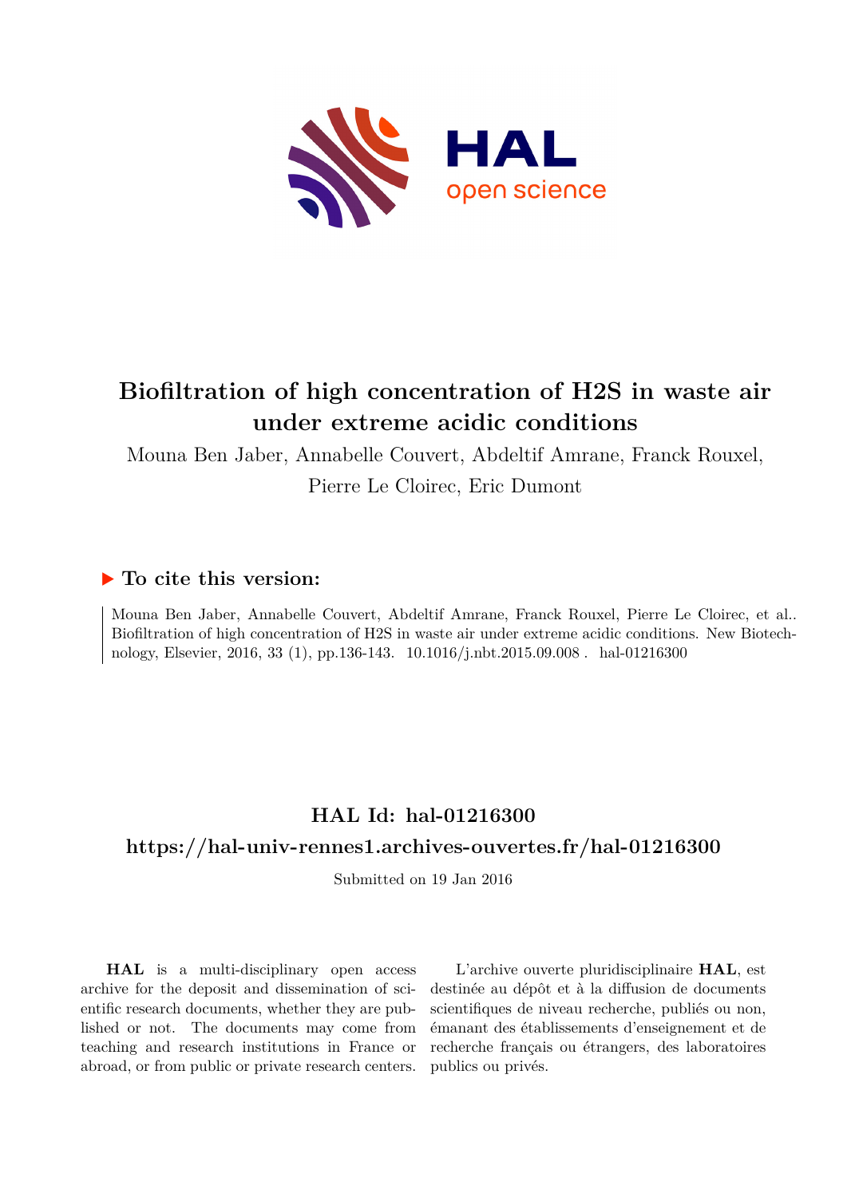# Biofiltration of high concentration of H2S in waste air under extreme acidic conditions

Mouna Ben Jaber, Annabelle Couvert, Abdeltif Amrane, Franck Rouxel, Pierre Le Cloirec, Eric Dumont

## ▶ To cite this version:

Mouna Ben Jaber, Annabelle Couvert, Abdeltif Amrane, Franck Rouxel, Pierre Le Cloirec, et al.. Biofiltration of high concentration of H2S in waste air under extreme acidic conditions. New Biotechnology, Elsevier, 2016, 33 (1), pp.136-143. 10.1016/j.nbt.2015.09.008 . hal-01216300

## HAL Id: hal-01216300

## https://hal-univ-rennes1.archives-ouvertes.fr/hal-01216300

Submitted on 19 Jan 2016

**HAL** is a multi-disciplinary open access archive for the deposit and dissemination of scientific research documents, whether they are published or not. The documents may come from teaching and research institutions in France or abroad, or from public or private research centers.

L'archive ouverte pluridisciplinaire **HAL**, est destinée au dépôt et à la diffusion de documents scientifiques de niveau recherche, publiés ou non, émanant des établissements d'enseignement et de recherche français ou étrangers, des laboratoires publics ou privés.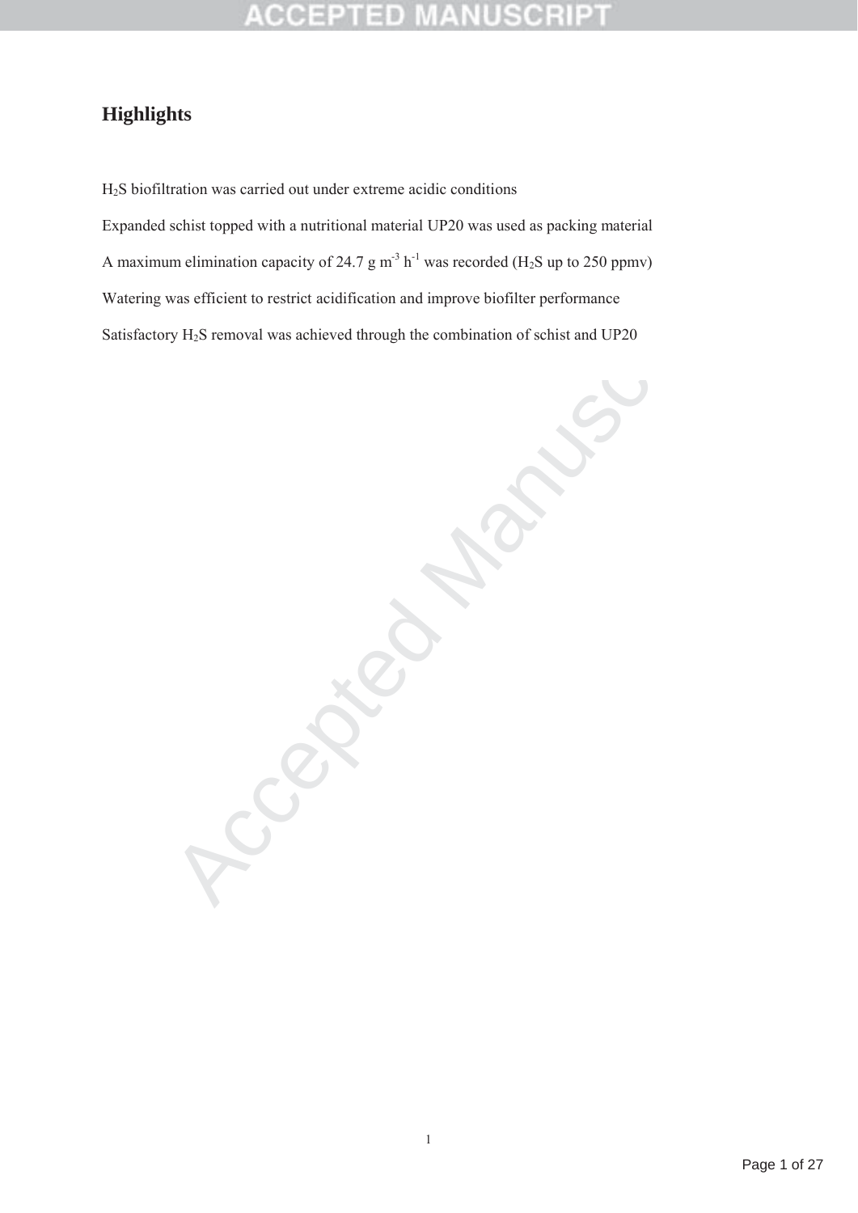# Highlights

$H_2S$ biofiltration was carried out under extreme acidic conditions

Expanded schist topped with a nutritional material UP20 was used as packing material

A maximum elimination capacity of 24.7 g $m^{-3}$ $h^{-1}$ was recorded ($H_2S$ up to 250 ppmv)

Watering was efficient to restrict acidification and improve biofilter performance

Satisfactory $H_2S$ removal was achieved through the combination of schist and UP20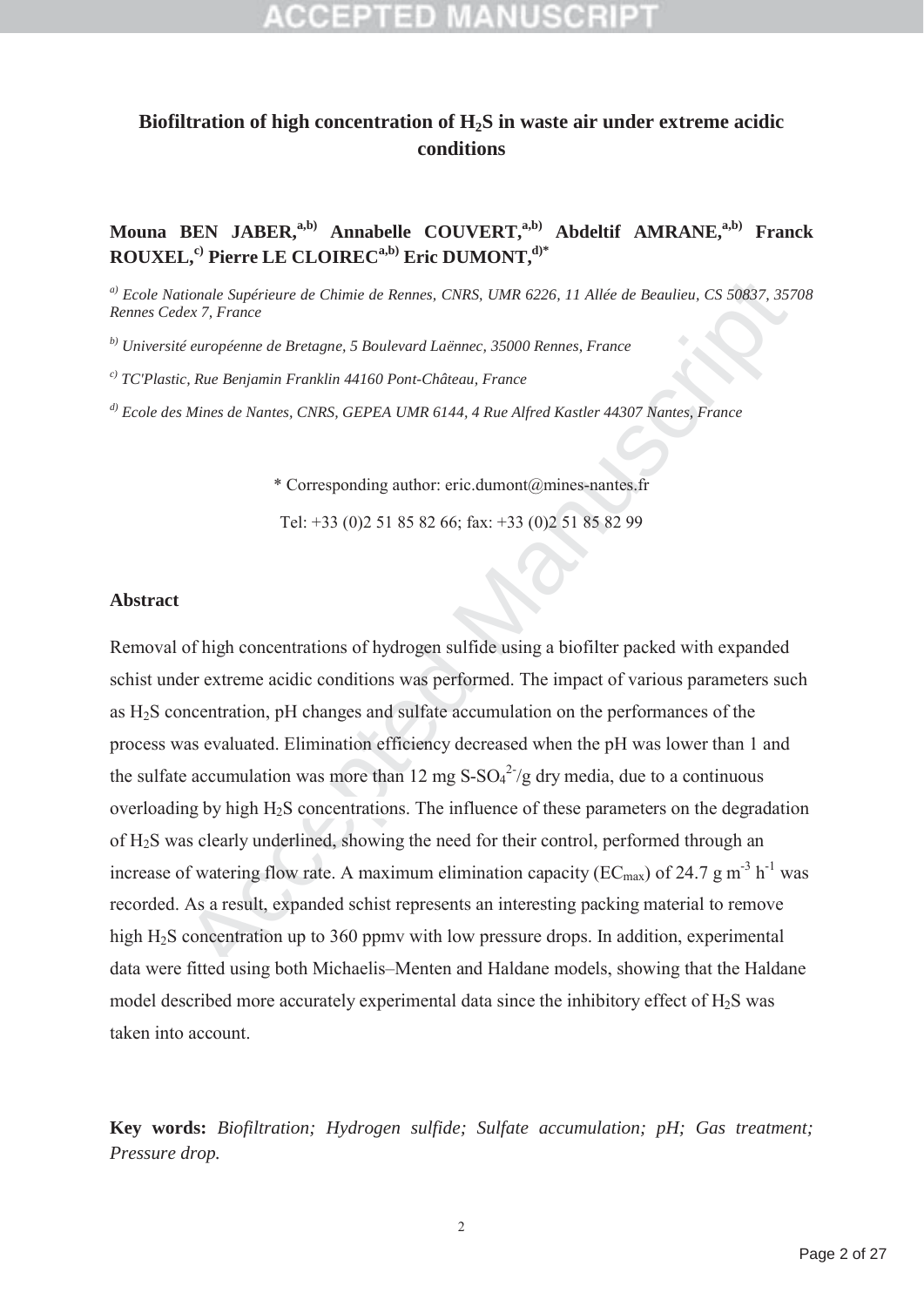# Biofiltration of high concentration of $H_2S$ in waste air under extreme acidic conditions

**Mouna BEN JABER,[a,b] Annabelle COUVERT,[a,b] Abdeltif AMRANE,[a,b] Franck ROUXEL,[c] Pierre LE CLOIREC[a,b] Eric DUMONT,[d]***

*[a] Ecole Nationale Supérieure de Chimie de Rennes, CNRS, UMR 6226, 11 Allée de Beaulieu, CS 50837, 35708 Rennes Cedex 7, France*

*[b] Université européenne de Bretagne, 5 Boulevard Laënnec, 35000 Rennes, France*

*[c] TC'Plastic, Rue Benjamin Franklin 44160 Pont-Château, France*

*[d] Ecole des Mines de Nantes, CNRS, GEPEA UMR 6144, 4 Rue Alfred Kastler 44307 Nantes, France*

\* Corresponding author: eric.dumont@mines-nantes.fr

Tel: +33 (0)2 51 85 82 66; fax: +33 (0)2 51 85 82 99

## Abstract

Removal of high concentrations of hydrogen sulfide using a biofilter packed with expanded schist under extreme acidic conditions was performed. The impact of various parameters such as $H_2S$ concentration, pH changes and sulfate accumulation on the performances of the process was evaluated. Elimination efficiency decreased when the pH was lower than 1 and the sulfate accumulation was more than 12 mg $S\text{-}SO_4^{2-}$/g dry media, due to a continuous overloading by high $H_2S$ concentrations. The influence of these parameters on the degradation of $H_2S$ was clearly underlined, showing the need for their control, performed through an increase of watering flow rate. A maximum elimination capacity ($EC_{max}$) of 24.7 g $m^{-3}$ $h^{-1}$ was recorded. As a result, expanded schist represents an interesting packing material to remove high $H_2S$ concentration up to 360 ppmv with low pressure drops. In addition, experimental data were fitted using both Michaelis–Menten and Haldane models, showing that the Haldane model described more accurately experimental data since the inhibitory effect of $H_2S$ was taken into account.

**Key words:** *Biofiltration; Hydrogen sulfide; Sulfate accumulation; pH; Gas treatment; Pressure drop.*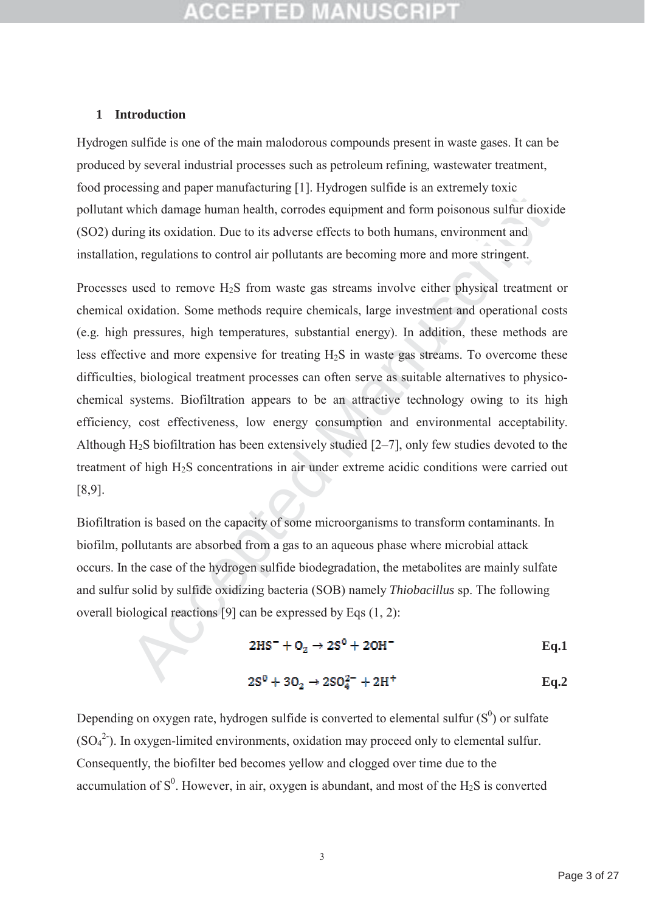## 1 Introduction

Hydrogen sulfide is one of the main malodorous compounds present in waste gases. It can be produced by several industrial processes such as petroleum refining, wastewater treatment, food processing and paper manufacturing [1]. Hydrogen sulfide is an extremely toxic pollutant which damage human health, corrodes equipment and form poisonous sulfur dioxide (SO2) during its oxidation. Due to its adverse effects to both humans, environment and installation, regulations to control air pollutants are becoming more and more stringent.

Processes used to remove $H_2S$ from waste gas streams involve either physical treatment or chemical oxidation. Some methods require chemicals, large investment and operational costs (e.g. high pressures, high temperatures, substantial energy). In addition, these methods are less effective and more expensive for treating $H_2S$ in waste gas streams. To overcome these difficulties, biological treatment processes can often serve as suitable alternatives to physico-chemical systems. Biofiltration appears to be an attractive technology owing to its high efficiency, cost effectiveness, low energy consumption and environmental acceptability. Although $H_2S$ biofiltration has been extensively studied [2–7], only few studies devoted to the treatment of high $H_2S$ concentrations in air under extreme acidic conditions were carried out [8,9].

Biofiltration is based on the capacity of some microorganisms to transform contaminants. In biofilm, pollutants are absorbed from a gas to an aqueous phase where microbial attack occurs. In the case of the hydrogen sulfide biodegradation, the metabolites are mainly sulfate and sulfur solid by sulfide oxidizing bacteria (SOB) namely *Thiobacillus* sp. The following overall biological reactions [9] can be expressed by Eqs (1, 2):

$$2HS^{-} + O_2 \rightarrow 2S^{0} + 2OH^{-} \quad \textbf{Eq.1}$$

$$2S^{0} + 3O_2 \rightarrow 2SO_4^{2-} + 2H^{+} \quad \textbf{Eq.2}$$

Depending on oxygen rate, hydrogen sulfide is converted to elemental sulfur ($S^0$) or sulfate ($SO_4^{2-}$). In oxygen-limited environments, oxidation may proceed only to elemental sulfur. Consequently, the biofilter bed becomes yellow and clogged over time due to the accumulation of $S^0$. However, in air, oxygen is abundant, and most of the $H_2S$ is converted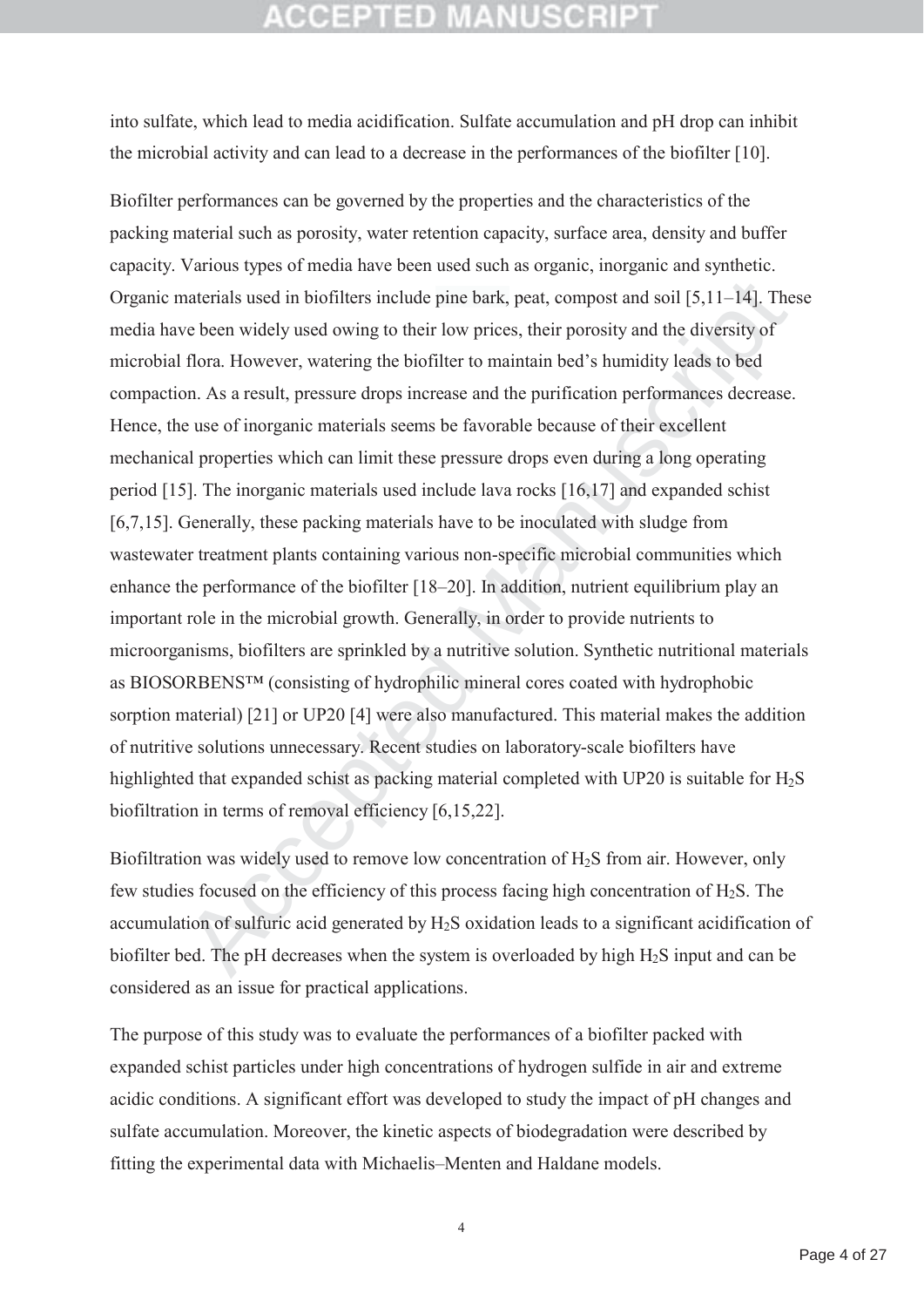into sulfate, which lead to media acidification. Sulfate accumulation and pH drop can inhibit the microbial activity and can lead to a decrease in the performances of the biofilter [10].

Biofilter performances can be governed by the properties and the characteristics of the packing material such as porosity, water retention capacity, surface area, density and buffer capacity. Various types of media have been used such as organic, inorganic and synthetic. Organic materials used in biofilters include pine bark, peat, compost and soil [5,11–14]. These media have been widely used owing to their low prices, their porosity and the diversity of microbial flora. However, watering the biofilter to maintain bed's humidity leads to bed compaction. As a result, pressure drops increase and the purification performances decrease. Hence, the use of inorganic materials seems be favorable because of their excellent mechanical properties which can limit these pressure drops even during a long operating period [15]. The inorganic materials used include lava rocks [16,17] and expanded schist [6,7,15]. Generally, these packing materials have to be inoculated with sludge from wastewater treatment plants containing various non-specific microbial communities which enhance the performance of the biofilter [18–20]. In addition, nutrient equilibrium play an important role in the microbial growth. Generally, in order to provide nutrients to microorganisms, biofilters are sprinkled by a nutritive solution. Synthetic nutritional materials as BIOSORBENS™ (consisting of hydrophilic mineral cores coated with hydrophobic sorption material) [21] or UP20 [4] were also manufactured. This material makes the addition of nutritive solutions unnecessary. Recent studies on laboratory-scale biofilters have highlighted that expanded schist as packing material completed with UP20 is suitable for $H_2S$ biofiltration in terms of removal efficiency [6,15,22].

Biofiltration was widely used to remove low concentration of $H_2S$ from air. However, only few studies focused on the efficiency of this process facing high concentration of $H_2S$. The accumulation of sulfuric acid generated by $H_2S$ oxidation leads to a significant acidification of biofilter bed. The pH decreases when the system is overloaded by high $H_2S$ input and can be considered as an issue for practical applications.

The purpose of this study was to evaluate the performances of a biofilter packed with expanded schist particles under high concentrations of hydrogen sulfide in air and extreme acidic conditions. A significant effort was developed to study the impact of pH changes and sulfate accumulation. Moreover, the kinetic aspects of biodegradation were described by fitting the experimental data with Michaelis–Menten and Haldane models.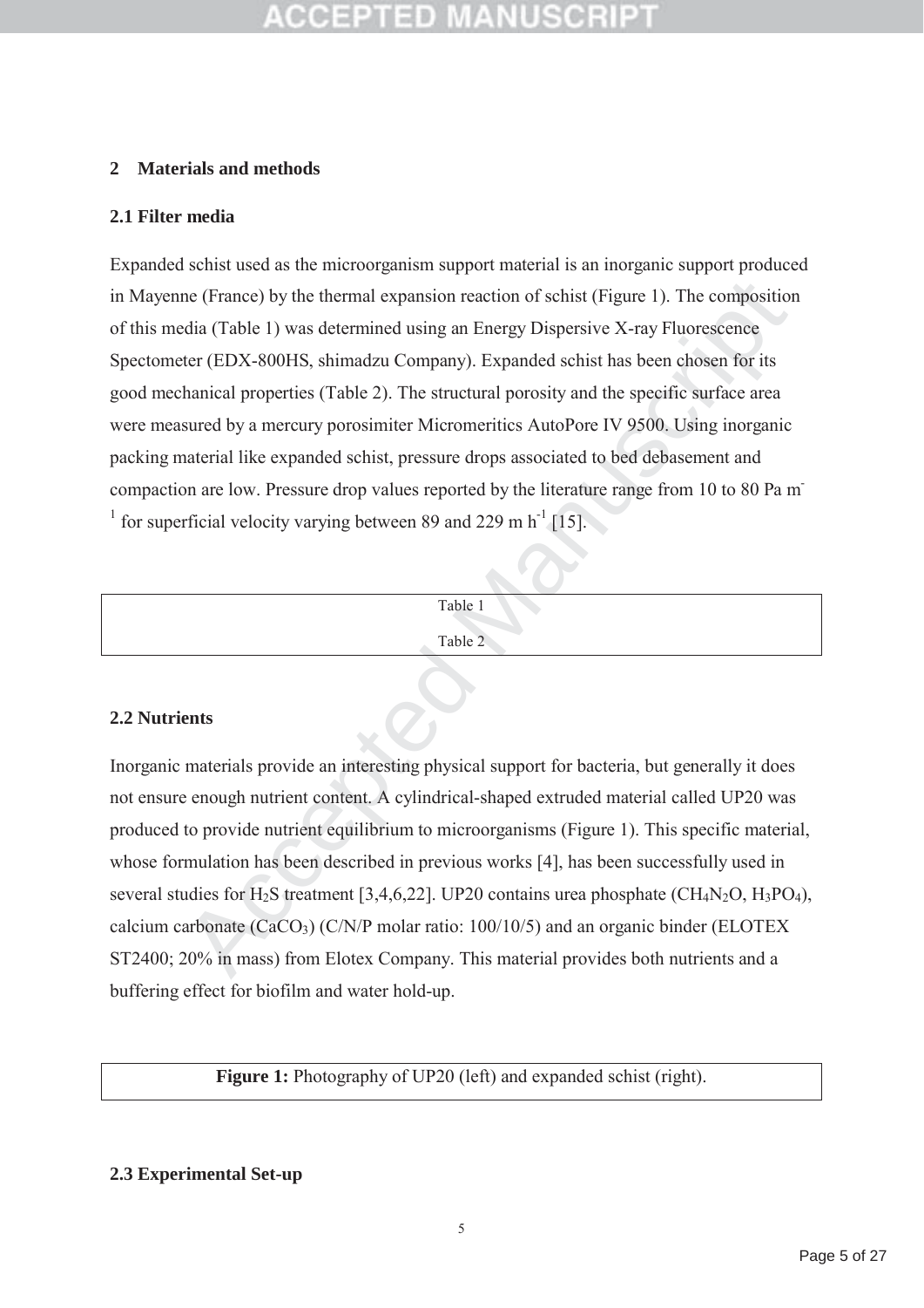## 2 Materials and methods

### 2.1 Filter media

Expanded schist used as the microorganism support material is an inorganic support produced in Mayenne (France) by the thermal expansion reaction of schist (Figure 1). The composition of this media (Table 1) was determined using an Energy Dispersive X-ray Fluorescence Spectometer (EDX-800HS, shimadzu Company). Expanded schist has been chosen for its good mechanical properties (Table 2). The structural porosity and the specific surface area were measured by a mercury porosimiter Micromeritics AutoPore IV 9500. Using inorganic packing material like expanded schist, pressure drops associated to bed debasement and compaction are low. Pressure drop values reported by the literature range from 10 to 80 Pa $m^{-1}$ for superficial velocity varying between 89 and 229 m $h^{-1}$ [15].

Table 1

Table 2

### 2.2 Nutrients

Inorganic materials provide an interesting physical support for bacteria, but generally it does not ensure enough nutrient content. A cylindrical-shaped extruded material called UP20 was produced to provide nutrient equilibrium to microorganisms (Figure 1). This specific material, whose formulation has been described in previous works [4], has been successfully used in several studies for $H_2S$ treatment [3,4,6,22]. UP20 contains urea phosphate ($CH_4N_2O$, $H_3PO_4$), calcium carbonate ($CaCO_3$) (C/N/P molar ratio: 100/10/5) and an organic binder (ELOTEX ST2400; 20% in mass) from Elotex Company. This material provides both nutrients and a buffering effect for biofilm and water hold-up.

**Figure 1:** Photography of UP20 (left) and expanded schist (right).

### 2.3 Experimental Set-up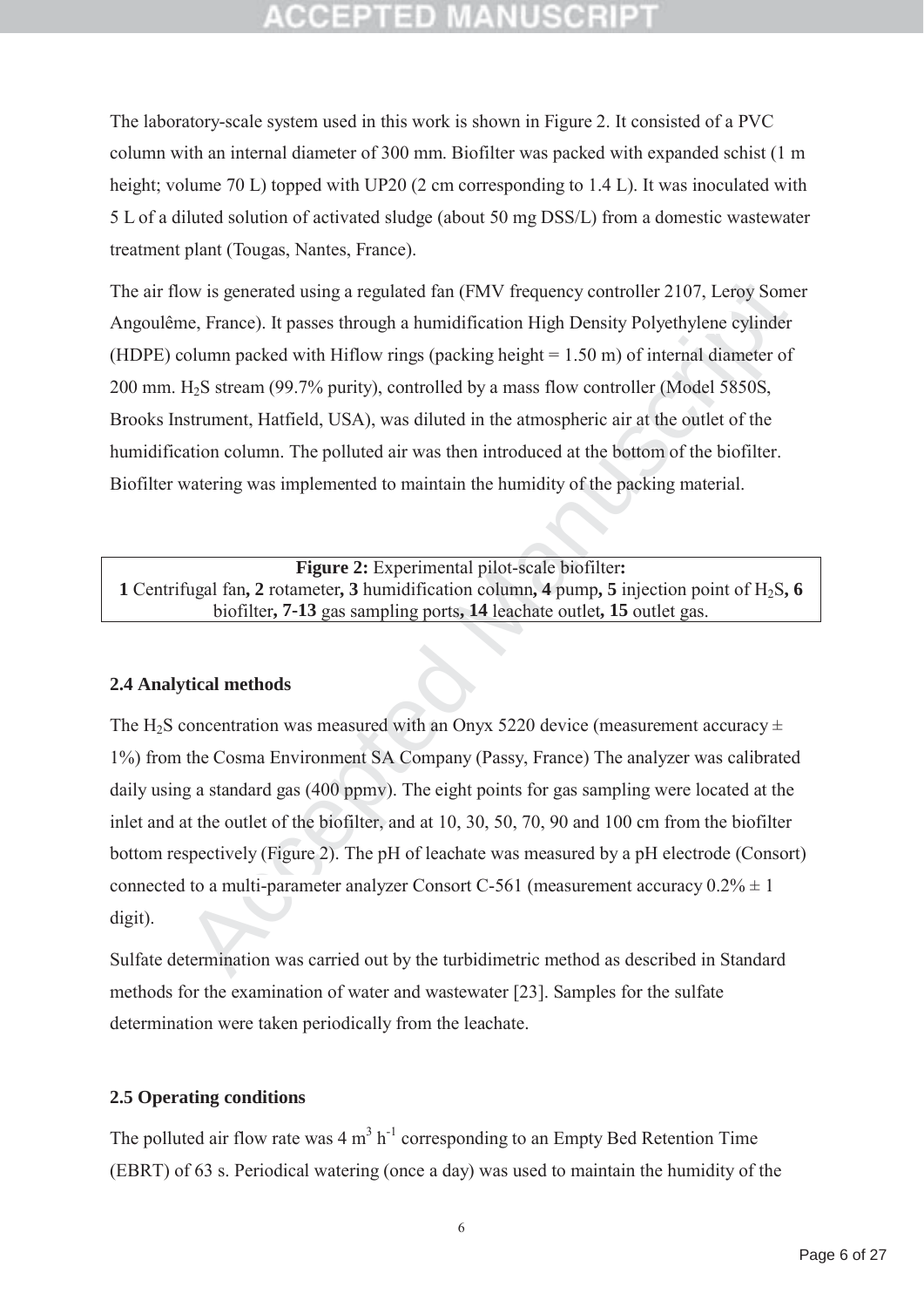The laboratory-scale system used in this work is shown in Figure 2. It consisted of a PVC column with an internal diameter of 300 mm. Biofilter was packed with expanded schist (1 m height; volume 70 L) topped with UP20 (2 cm corresponding to 1.4 L). It was inoculated with 5 L of a diluted solution of activated sludge (about 50 mg DSS/L) from a domestic wastewater treatment plant (Tougas, Nantes, France).

The air flow is generated using a regulated fan (FMV frequency controller 2107, Leroy Somer Angoulême, France). It passes through a humidification High Density Polyethylene cylinder (HDPE) column packed with Hiflow rings (packing height = 1.50 m) of internal diameter of 200 mm. $H_2S$ stream (99.7% purity), controlled by a mass flow controller (Model 5850S, Brooks Instrument, Hatfield, USA), was diluted in the atmospheric air at the outlet of the humidification column. The polluted air was then introduced at the bottom of the biofilter. Biofilter watering was implemented to maintain the humidity of the packing material.

**Figure 2:** Experimental pilot-scale biofilter**:** **1** Centrifugal fan**, 2** rotameter**, 3** humidification column**, 4** pump**, 5** injection point of $H_2S$**, 6** biofilter**, 7-13** gas sampling ports**, 14** leachate outlet**, 15** outlet gas.

### 2.4 Analytical methods

The $H_2S$ concentration was measured with an Onyx 5220 device (measurement accuracy ± 1%) from the Cosma Environment SA Company (Passy, France) The analyzer was calibrated daily using a standard gas (400 ppmv). The eight points for gas sampling were located at the inlet and at the outlet of the biofilter, and at 10, 30, 50, 70, 90 and 100 cm from the biofilter bottom respectively (Figure 2). The pH of leachate was measured by a pH electrode (Consort) connected to a multi-parameter analyzer Consort C-561 (measurement accuracy 0.2% ± 1 digit).

Sulfate determination was carried out by the turbidimetric method as described in Standard methods for the examination of water and wastewater [23]. Samples for the sulfate determination were taken periodically from the leachate.

### 2.5 Operating conditions

The polluted air flow rate was 4 $m^3\ h^{-1}$ corresponding to an Empty Bed Retention Time (EBRT) of 63 s. Periodical watering (once a day) was used to maintain the humidity of the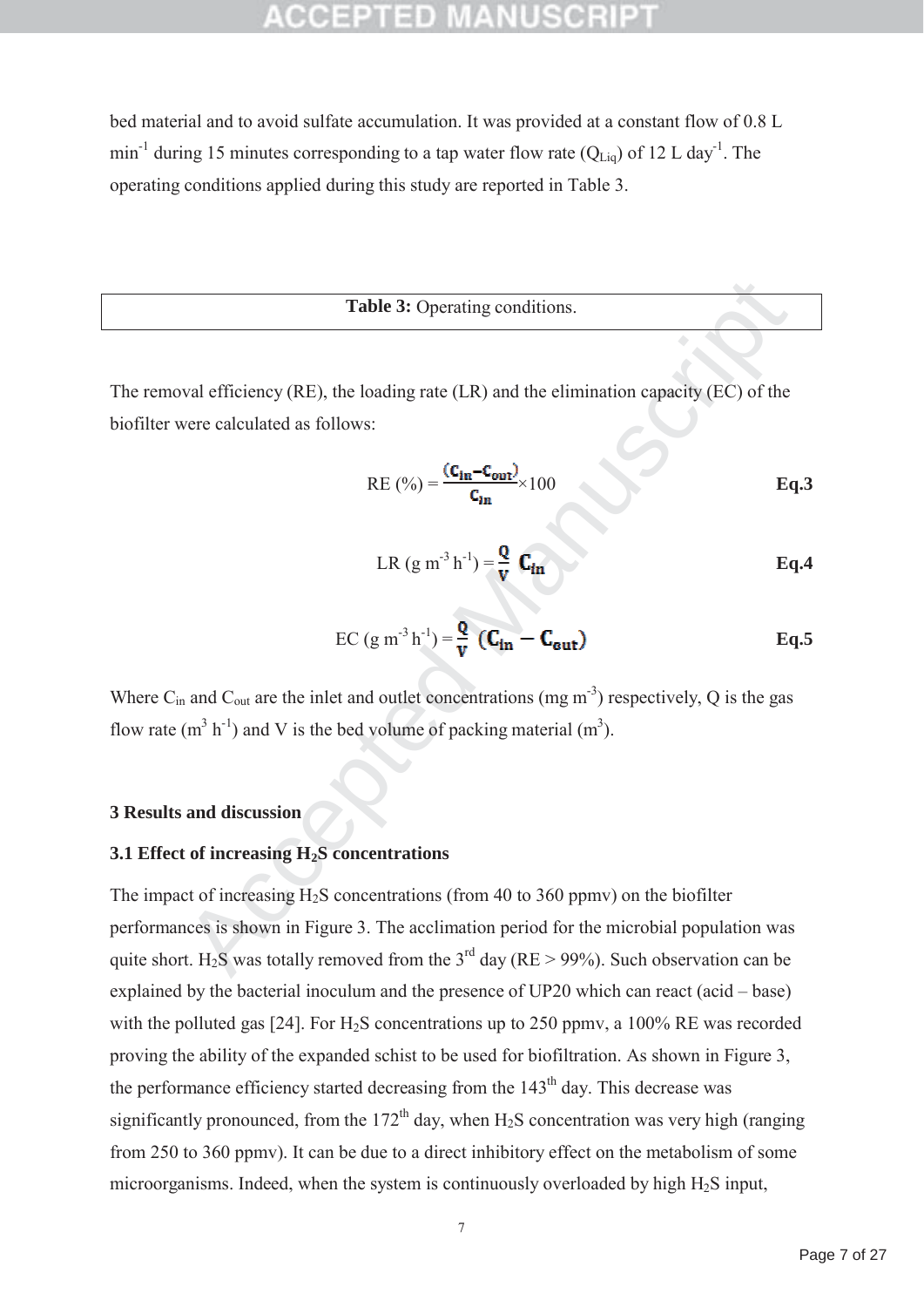bed material and to avoid sulfate accumulation. It was provided at a constant flow of 0.8 L $min^{-1}$ during 15 minutes corresponding to a tap water flow rate ($Q_{Liq}$) of 12 L $day^{-1}$. The operating conditions applied during this study are reported in Table 3.

**Table 3:** Operating conditions.

The removal efficiency (RE), the loading rate (LR) and the elimination capacity (EC) of the biofilter were calculated as follows:

$$RE\ (\%) = \frac{(C_{in} - C_{out})}{C_{in}} \times 100 \qquad \textbf{Eq.3}$$

$$LR\ (g\ m^{-3}\ h^{-1}) = \frac{Q}{V}\ C_{in} \qquad \textbf{Eq.4}$$

$$EC\ (g\ m^{-3}\ h^{-1}) = \frac{Q}{V}\ (C_{in} - C_{out}) \qquad \textbf{Eq.5}$$

Where $C_{in}$ and $C_{out}$ are the inlet and outlet concentrations (mg $m^{-3}$) respectively, Q is the gas flow rate ($m^3$ $h^{-1}$) and V is the bed volume of packing material ($m^3$).

## 3 Results and discussion

### 3.1 Effect of increasing $H_2S$ concentrations

The impact of increasing $H_2S$ concentrations (from 40 to 360 ppmv) on the biofilter performances is shown in Figure 3. The acclimation period for the microbial population was quite short. $H_2S$ was totally removed from the 3rd day (RE > 99%). Such observation can be explained by the bacterial inoculum and the presence of UP20 which can react (acid – base) with the polluted gas [24]. For $H_2S$ concentrations up to 250 ppmv, a 100% RE was recorded proving the ability of the expanded schist to be used for biofiltration. As shown in Figure 3, the performance efficiency started decreasing from the 143th day. This decrease was significantly pronounced, from the 172th day, when $H_2S$ concentration was very high (ranging from 250 to 360 ppmv). It can be due to a direct inhibitory effect on the metabolism of some microorganisms. Indeed, when the system is continuously overloaded by high $H_2S$ input,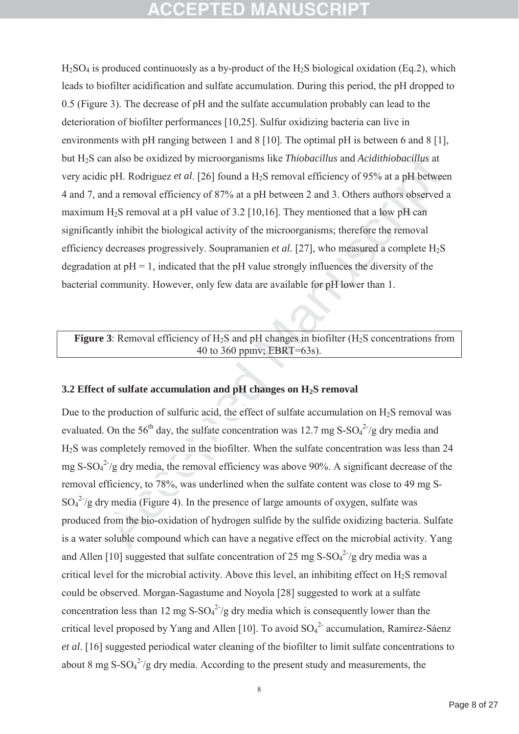$H_2SO_4$ is produced continuously as a by-product of the $H_2S$ biological oxidation (Eq.2), which leads to biofilter acidification and sulfate accumulation. During this period, the pH dropped to 0.5 (Figure 3). The decrease of pH and the sulfate accumulation probably can lead to the deterioration of biofilter performances [10,25]. Sulfur oxidizing bacteria can live in environments with pH ranging between 1 and 8 [10]. The optimal pH is between 6 and 8 [1], but $H_2S$ can also be oxidized by microorganisms like *Thiobacillus* and *Acidithiobacillus* at very acidic pH. Rodriguez *et al*. [26] found a $H_2S$ removal efficiency of 95% at a pH between 4 and 7, and a removal efficiency of 87% at a pH between 2 and 3. Others authors observed a maximum $H_2S$ removal at a pH value of 3.2 [10,16]. They mentioned that a low pH can significantly inhibit the biological activity of the microorganisms; therefore the removal efficiency decreases progressively. Soupramanien *et al.* [27], who measured a complete $H_2S$ degradation at pH = 1, indicated that the pH value strongly influences the diversity of the bacterial community. However, only few data are available for pH lower than 1.

**Figure 3**: Removal efficiency of $H_2S$ and pH changes in biofilter ($H_2S$ concentrations from 40 to 360 ppmv; EBRT=63s).

### 3.2 Effect of sulfate accumulation and pH changes on $H_2S$ removal

Due to the production of sulfuric acid, the effect of sulfate accumulation on $H_2S$ removal was evaluated. On the 56$^{th}$ day, the sulfate concentration was 12.7 mg S-$SO_4^{2-}$/g dry media and $H_2S$ was completely removed in the biofilter. When the sulfate concentration was less than 24 mg S-$SO_4^{2-}$/g dry media, the removal efficiency was above 90%. A significant decrease of the removal efficiency, to 78%, was underlined when the sulfate content was close to 49 mg S-$SO_4^{2-}$/g dry media (Figure 4). In the presence of large amounts of oxygen, sulfate was produced from the bio-oxidation of hydrogen sulfide by the sulfide oxidizing bacteria. Sulfate is a water soluble compound which can have a negative effect on the microbial activity. Yang and Allen [10] suggested that sulfate concentration of 25 mg S-$SO_4^{2-}$/g dry media was a critical level for the microbial activity. Above this level, an inhibiting effect on $H_2S$ removal could be observed. Morgan-Sagastume and Noyola [28] suggested to work at a sulfate concentration less than 12 mg S-$SO_4^{2-}$/g dry media which is consequently lower than the critical level proposed by Yang and Allen [10]. To avoid $SO_4^{2-}$ accumulation, Ramírez-Sáenz *et al*. [16] suggested periodical water cleaning of the biofilter to limit sulfate concentrations to about 8 mg S-$SO_4^{2-}$/g dry media. According to the present study and measurements, the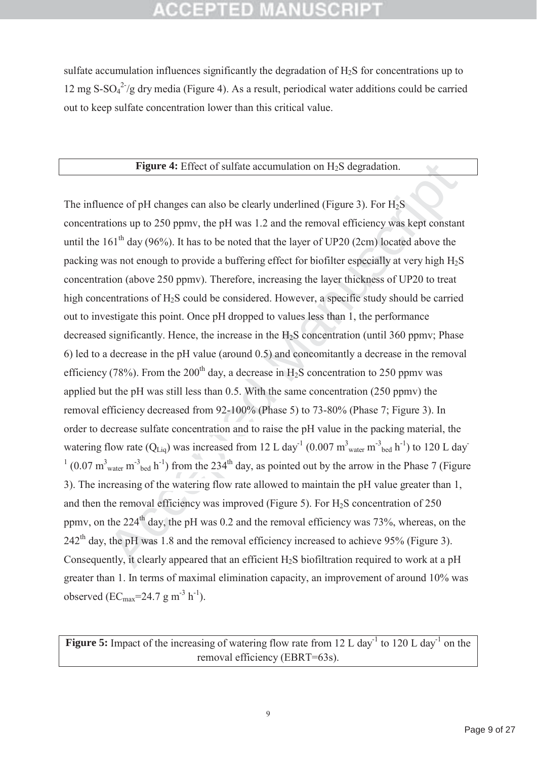sulfate accumulation influences significantly the degradation of $H_2S$ for concentrations up to 12 mg $S\text{-}SO_4^{2-}$/g dry media (Figure 4). As a result, periodical water additions could be carried out to keep sulfate concentration lower than this critical value.

**Figure 4:** Effect of sulfate accumulation on $H_2S$ degradation.

The influence of pH changes can also be clearly underlined (Figure 3). For $H_2S$ concentrations up to 250 ppmv, the pH was 1.2 and the removal efficiency was kept constant until the 161$^{th}$ day (96%). It has to be noted that the layer of UP20 (2cm) located above the packing was not enough to provide a buffering effect for biofilter especially at very high $H_2S$ concentration (above 250 ppmv). Therefore, increasing the layer thickness of UP20 to treat high concentrations of $H_2S$ could be considered. However, a specific study should be carried out to investigate this point. Once pH dropped to values less than 1, the performance decreased significantly. Hence, the increase in the $H_2S$ concentration (until 360 ppmv; Phase 6) led to a decrease in the pH value (around 0.5) and concomitantly a decrease in the removal efficiency (78%). From the 200$^{th}$ day, a decrease in $H_2S$ concentration to 250 ppmv was applied but the pH was still less than 0.5. With the same concentration (250 ppmv) the removal efficiency decreased from 92-100% (Phase 5) to 73-80% (Phase 7; Figure 3). In order to decrease sulfate concentration and to raise the pH value in the packing material, the watering flow rate ($Q_{Liq}$) was increased from 12 L day$^{-1}$ (0.007 $m^3_{water}$ $m^{-3}_{bed}$ $h^{-1}$) to 120 L day$^{-1}$ (0.07 $m^3_{water}$ $m^{-3}_{bed}$ $h^{-1}$) from the 234$^{th}$ day, as pointed out by the arrow in the Phase 7 (Figure 3). The increasing of the watering flow rate allowed to maintain the pH value greater than 1, and then the removal efficiency was improved (Figure 5). For $H_2S$ concentration of 250 ppmv, on the 224$^{th}$ day, the pH was 0.2 and the removal efficiency was 73%, whereas, on the 242$^{th}$ day, the pH was 1.8 and the removal efficiency increased to achieve 95% (Figure 3). Consequently, it clearly appeared that an efficient $H_2S$ biofiltration required to work at a pH greater than 1. In terms of maximal elimination capacity, an improvement of around 10% was observed ($EC_{max}$=24.7 g $m^{-3}$ $h^{-1}$).

**Figure 5:** Impact of the increasing of watering flow rate from 12 L day$^{-1}$ to 120 L day$^{-1}$ on the removal efficiency (EBRT=63s).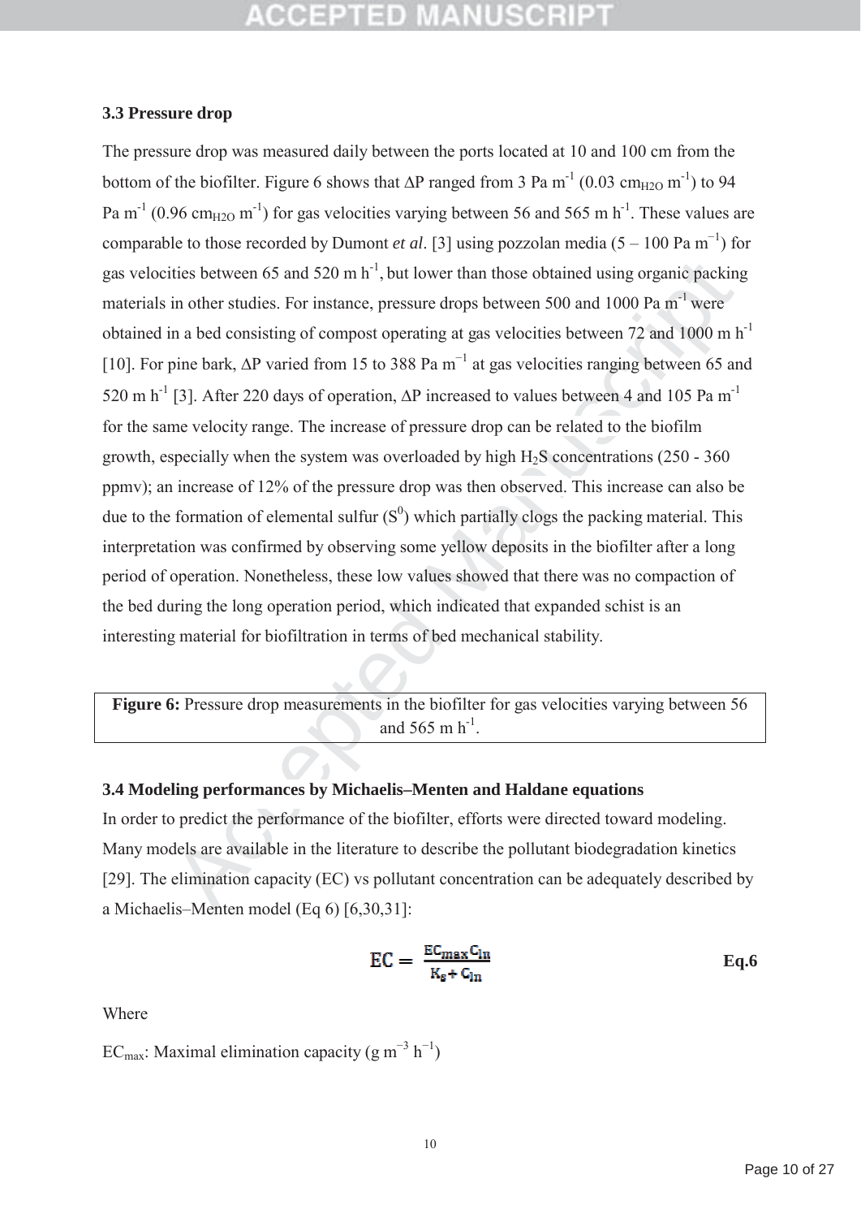### 3.3 Pressure drop

The pressure drop was measured daily between the ports located at 10 and 100 cm from the bottom of the biofilter. Figure 6 shows that ΔP ranged from 3 Pa $m^{-1}$ (0.03 $cm_{H2O}$ $m^{-1}$) to 94 Pa $m^{-1}$ (0.96 $cm_{H2O}$ $m^{-1}$) for gas velocities varying between 56 and 565 m $h^{-1}$. These values are comparable to those recorded by Dumont *et al*. [3] using pozzolan media (5 – 100 Pa $m^{-1}$) for gas velocities between 65 and 520 m $h^{-1}$, but lower than those obtained using organic packing materials in other studies. For instance, pressure drops between 500 and 1000 Pa $m^{-1}$ were obtained in a bed consisting of compost operating at gas velocities between 72 and 1000 m $h^{-1}$ [10]. For pine bark, ΔP varied from 15 to 388 Pa $m^{-1}$ at gas velocities ranging between 65 and 520 m $h^{-1}$ [3]. After 220 days of operation, ΔP increased to values between 4 and 105 Pa $m^{-1}$ for the same velocity range. The increase of pressure drop can be related to the biofilm growth, especially when the system was overloaded by high $H_2S$ concentrations (250 - 360 ppmv); an increase of 12% of the pressure drop was then observed. This increase can also be due to the formation of elemental sulfur ($S^0$) which partially clogs the packing material. This interpretation was confirmed by observing some yellow deposits in the biofilter after a long period of operation. Nonetheless, these low values showed that there was no compaction of the bed during the long operation period, which indicated that expanded schist is an interesting material for biofiltration in terms of bed mechanical stability.

**Figure 6:** Pressure drop measurements in the biofilter for gas velocities varying between 56 and 565 m $h^{-1}$.

### 3.4 Modeling performances by Michaelis–Menten and Haldane equations

In order to predict the performance of the biofilter, efforts were directed toward modeling. Many models are available in the literature to describe the pollutant biodegradation kinetics [29]. The elimination capacity (EC) vs pollutant concentration can be adequately described by a Michaelis–Menten model (Eq 6) [6,30,31]:

$$EC = \frac{EC_{max} C_{ln}}{K_s + C_{ln}} \qquad \textbf{Eq.6}$$

Where

$EC_{max}$: Maximal elimination capacity (g $m^{-3}$ $h^{-1}$)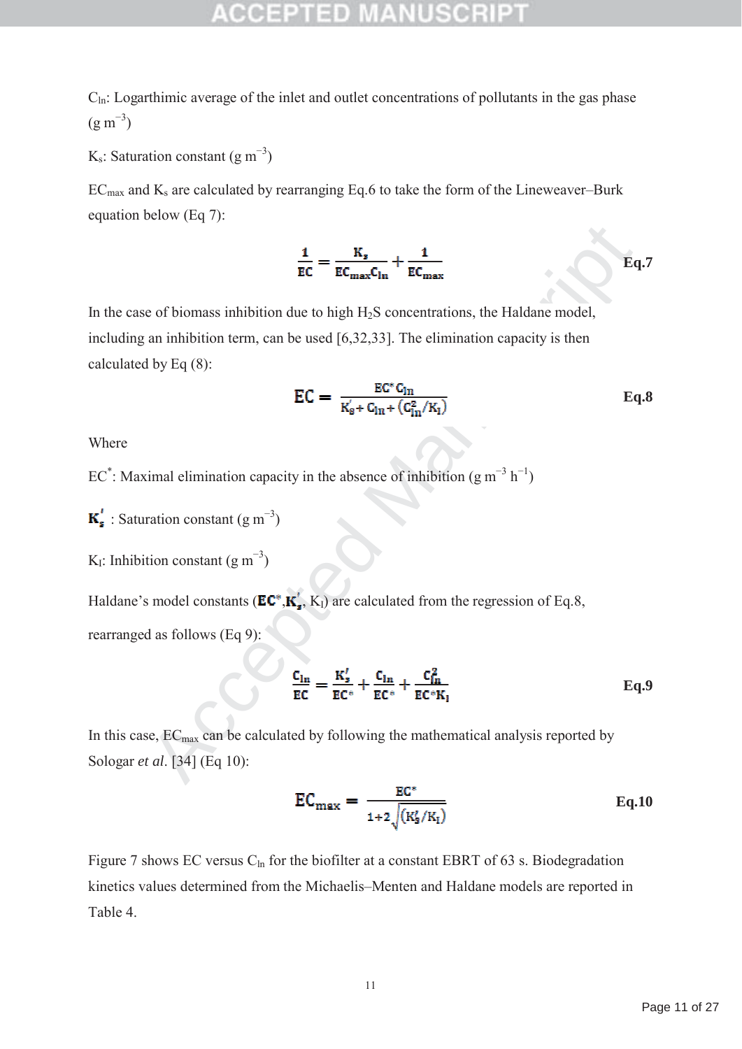$C_{ln}$: Logarthimic average of the inlet and outlet concentrations of pollutants in the gas phase (g m$^{-3}$)

$K_s$: Saturation constant (g m$^{-3}$)

$EC_{max}$ and $K_s$ are calculated by rearranging Eq.6 to take the form of the Lineweaver–Burk equation below (Eq 7):

$$\frac{1}{EC} = \frac{K_s}{EC_{max}C_{ln}} + \frac{1}{EC_{max}} \qquad \textbf{Eq.7}$$

In the case of biomass inhibition due to high $H_2S$ concentrations, the Haldane model, including an inhibition term, can be used [6,32,33]. The elimination capacity is then calculated by Eq (8):

$$EC = \frac{EC^{*} C_{ln}}{K_s' + C_{ln} + (C_{ln}^2/K_I)} \qquad \textbf{Eq.8}$$

Where

$EC^{*}$: Maximal elimination capacity in the absence of inhibition (g m$^{-3}$ h$^{-1}$)

$K_s'$ : Saturation constant (g m$^{-3}$)

$K_I$: Inhibition constant (g m$^{-3}$)

Haldane's model constants ($EC^{*}$, $K_s'$, $K_I$) are calculated from the regression of Eq.8, rearranged as follows (Eq 9):

$$\frac{C_{ln}}{EC} = \frac{K_s'}{EC^{*}} + \frac{C_{ln}}{EC^{*}} + \frac{C_{ln}^2}{EC^{*}K_I} \qquad \textbf{Eq.9}$$

In this case, $EC_{max}$ can be calculated by following the mathematical analysis reported by Sologar *et al*. [34] (Eq 10):

$$EC_{max} = \frac{EC^{*}}{1+2\sqrt{(K_s'/K_I)}} \qquad \textbf{Eq.10}$$

Figure 7 shows EC versus $C_{ln}$ for the biofilter at a constant EBRT of 63 s. Biodegradation kinetics values determined from the Michaelis–Menten and Haldane models are reported in Table 4.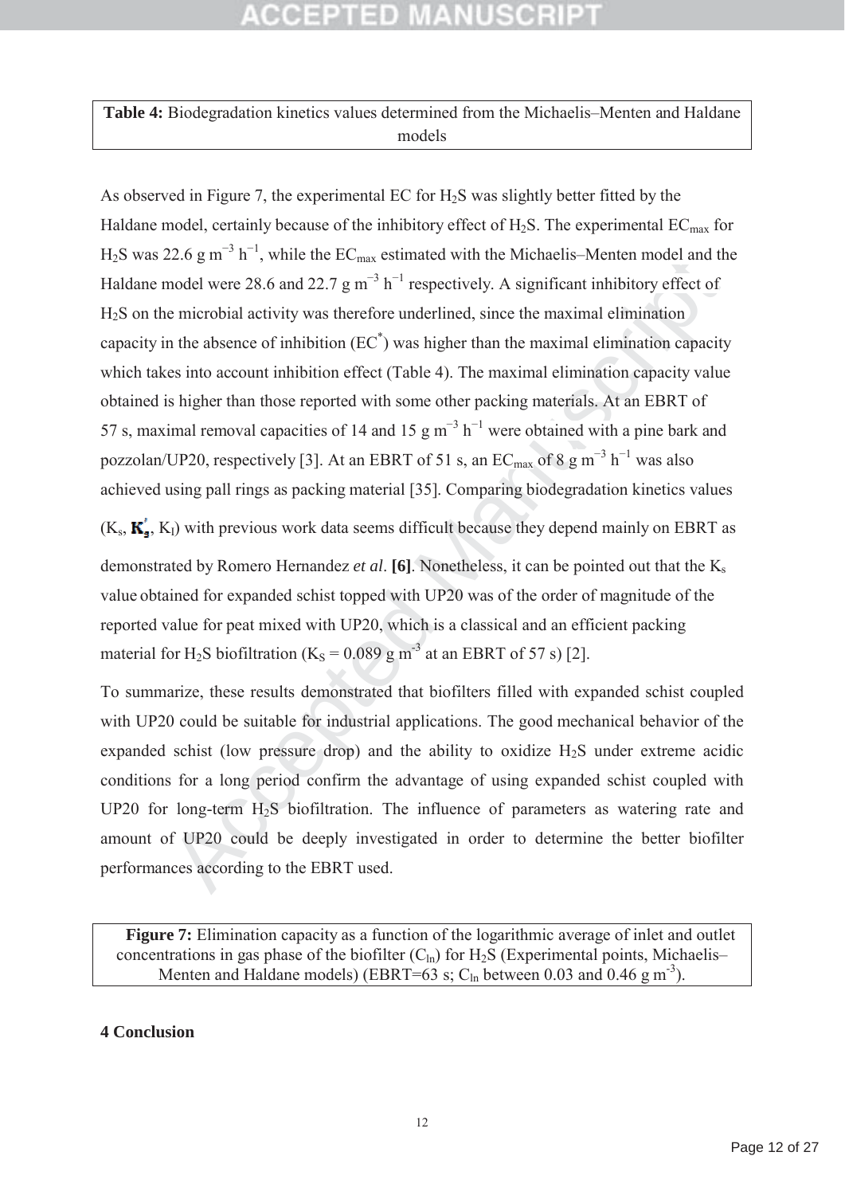**Table 4:** Biodegradation kinetics values determined from the Michaelis–Menten and Haldane models

As observed in Figure 7, the experimental EC for $H_2S$ was slightly better fitted by the Haldane model, certainly because of the inhibitory effect of $H_2S$. The experimental $EC_{max}$ for $H_2S$ was 22.6 g $m^{-3}$ $h^{-1}$, while the $EC_{max}$ estimated with the Michaelis–Menten model and the Haldane model were 28.6 and 22.7 g $m^{-3}$ $h^{-1}$ respectively. A significant inhibitory effect of $H_2S$ on the microbial activity was therefore underlined, since the maximal elimination capacity in the absence of inhibition ($EC^*$) was higher than the maximal elimination capacity which takes into account inhibition effect (Table 4). The maximal elimination capacity value obtained is higher than those reported with some other packing materials. At an EBRT of 57 s, maximal removal capacities of 14 and 15 g $m^{-3}$ $h^{-1}$ were obtained with a pine bark and pozzolan/UP20, respectively [3]. At an EBRT of 51 s, an $EC_{max}$ of 8 g $m^{-3}$ $h^{-1}$ was also achieved using pall rings as packing material [35]. Comparing biodegradation kinetics values ($K_s$, $K_s'$, $K_I$) with previous work data seems difficult because they depend mainly on EBRT as demonstrated by Romero Hernandez *et al*. **[6]**. Nonetheless, it can be pointed out that the $K_s$ value obtained for expanded schist topped with UP20 was of the order of magnitude of the reported value for peat mixed with UP20, which is a classical and an efficient packing material for $H_2S$ biofiltration ($K_S$ = 0.089 g $m^{-3}$ at an EBRT of 57 s) [2].

To summarize, these results demonstrated that biofilters filled with expanded schist coupled with UP20 could be suitable for industrial applications. The good mechanical behavior of the expanded schist (low pressure drop) and the ability to oxidize $H_2S$ under extreme acidic conditions for a long period confirm the advantage of using expanded schist coupled with UP20 for long-term $H_2S$ biofiltration. The influence of parameters as watering rate and amount of UP20 could be deeply investigated in order to determine the better biofilter performances according to the EBRT used.

**Figure 7:** Elimination capacity as a function of the logarithmic average of inlet and outlet concentrations in gas phase of the biofilter ($C_{ln}$) for $H_2S$ (Experimental points, Michaelis–Menten and Haldane models) (EBRT=63 s; $C_{ln}$ between 0.03 and 0.46 g $m^{-3}$).

## 4 Conclusion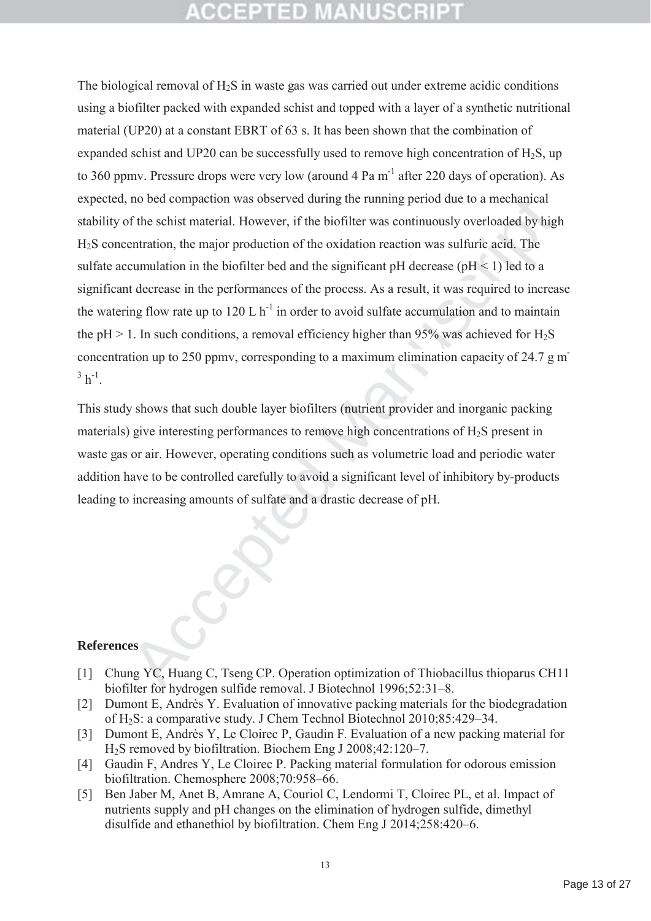The biological removal of $H_2S$ in waste gas was carried out under extreme acidic conditions using a biofilter packed with expanded schist and topped with a layer of a synthetic nutritional material (UP20) at a constant EBRT of 63 s. It has been shown that the combination of expanded schist and UP20 can be successfully used to remove high concentration of $H_2S$, up to 360 ppmv. Pressure drops were very low (around 4 Pa $m^{-1}$ after 220 days of operation). As expected, no bed compaction was observed during the running period due to a mechanical stability of the schist material. However, if the biofilter was continuously overloaded by high $H_2S$ concentration, the major production of the oxidation reaction was sulfuric acid. The sulfate accumulation in the biofilter bed and the significant pH decrease (pH < 1) led to a significant decrease in the performances of the process. As a result, it was required to increase the watering flow rate up to 120 L $h^{-1}$ in order to avoid sulfate accumulation and to maintain the pH > 1. In such conditions, a removal efficiency higher than 95% was achieved for $H_2S$ concentration up to 250 ppmv, corresponding to a maximum elimination capacity of 24.7 g $m^{-3}$ $h^{-1}$.

This study shows that such double layer biofilters (nutrient provider and inorganic packing materials) give interesting performances to remove high concentrations of $H_2S$ present in waste gas or air. However, operating conditions such as volumetric load and periodic water addition have to be controlled carefully to avoid a significant level of inhibitory by-products leading to increasing amounts of sulfate and a drastic decrease of pH.

**References**

[1] Chung YC, Huang C, Tseng CP. Operation optimization of Thiobacillus thioparus CH11 biofilter for hydrogen sulfide removal. J Biotechnol 1996;52:31–8.

[2] Dumont E, Andrès Y. Evaluation of innovative packing materials for the biodegradation of $H_2S$: a comparative study. J Chem Technol Biotechnol 2010;85:429–34.

[3] Dumont E, Andrès Y, Le Cloirec P, Gaudin F. Evaluation of a new packing material for $H_2S$ removed by biofiltration. Biochem Eng J 2008;42:120–7.

[4] Gaudin F, Andres Y, Le Cloirec P. Packing material formulation for odorous emission biofiltration. Chemosphere 2008;70:958–66.

[5] Ben Jaber M, Anet B, Amrane A, Couriol C, Lendormi T, Cloirec PL, et al. Impact of nutrients supply and pH changes on the elimination of hydrogen sulfide, dimethyl disulfide and ethanethiol by biofiltration. Chem Eng J 2014;258:420–6.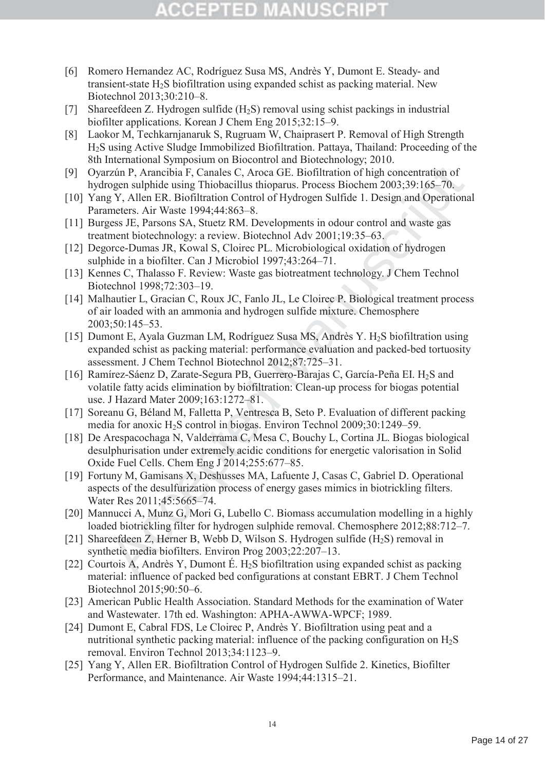[6] Romero Hernandez AC, Rodríguez Susa MS, Andrès Y, Dumont E. Steady- and transient-state $H_2S$ biofiltration using expanded schist as packing material. New Biotechnol 2013;30:210–8.

[7] Shareefdeen Z. Hydrogen sulfide ($H_2S$) removal using schist packings in industrial biofilter applications. Korean J Chem Eng 2015;32:15–9.

[8] Laokor M, Techkarnjanaruk S, Rugruam W, Chaiprasert P. Removal of High Strength $H_2S$ using Active Sludge Immobilized Biofiltration. Pattaya, Thailand: Proceeding of the 8th International Symposium on Biocontrol and Biotechnology; 2010.

[9] Oyarzún P, Arancibia F, Canales C, Aroca GE. Biofiltration of high concentration of hydrogen sulphide using Thiobacillus thioparus. Process Biochem 2003;39:165–70.

[10] Yang Y, Allen ER. Biofiltration Control of Hydrogen Sulfide 1. Design and Operational Parameters. Air Waste 1994;44:863–8.

[11] Burgess JE, Parsons SA, Stuetz RM. Developments in odour control and waste gas treatment biotechnology: a review. Biotechnol Adv 2001;19:35–63.

[12] Degorce-Dumas JR, Kowal S, Cloirec PL. Microbiological oxidation of hydrogen sulphide in a biofilter. Can J Microbiol 1997;43:264–71.

[13] Kennes C, Thalasso F. Review: Waste gas biotreatment technology. J Chem Technol Biotechnol 1998;72:303–19.

[14] Malhautier L, Gracian C, Roux JC, Fanlo JL, Le Cloirec P. Biological treatment process of air loaded with an ammonia and hydrogen sulfide mixture. Chemosphere 2003;50:145–53.

[15] Dumont E, Ayala Guzman LM, Rodríguez Susa MS, Andrès Y. $H_2S$ biofiltration using expanded schist as packing material: performance evaluation and packed-bed tortuosity assessment. J Chem Technol Biotechnol 2012;87:725–31.

[16] Ramírez-Sáenz D, Zarate-Segura PB, Guerrero-Barajas C, García-Peña EI. $H_2S$ and volatile fatty acids elimination by biofiltration: Clean-up process for biogas potential use. J Hazard Mater 2009;163:1272–81.

[17] Soreanu G, Béland M, Falletta P, Ventresca B, Seto P. Evaluation of different packing media for anoxic $H_2S$ control in biogas. Environ Technol 2009;30:1249–59.

[18] De Arespacochaga N, Valderrama C, Mesa C, Bouchy L, Cortina JL. Biogas biological desulphurisation under extremely acidic conditions for energetic valorisation in Solid Oxide Fuel Cells. Chem Eng J 2014;255:677–85.

[19] Fortuny M, Gamisans X, Deshusses MA, Lafuente J, Casas C, Gabriel D. Operational aspects of the desulfurization process of energy gases mimics in biotrickling filters. Water Res 2011;45:5665–74.

[20] Mannucci A, Munz G, Mori G, Lubello C. Biomass accumulation modelling in a highly loaded biotrickling filter for hydrogen sulphide removal. Chemosphere 2012;88:712–7.

[21] Shareefdeen Z, Herner B, Webb D, Wilson S. Hydrogen sulfide ($H_2S$) removal in synthetic media biofilters. Environ Prog 2003;22:207–13.

[22] Courtois A, Andrès Y, Dumont É. $H_2S$ biofiltration using expanded schist as packing material: influence of packed bed configurations at constant EBRT. J Chem Technol Biotechnol 2015;90:50–6.

[23] American Public Health Association. Standard Methods for the examination of Water and Wastewater. 17th ed. Washington: APHA-AWWA-WPCF; 1989.

[24] Dumont E, Cabral FDS, Le Cloirec P, Andrès Y. Biofiltration using peat and a nutritional synthetic packing material: influence of the packing configuration on $H_2S$ removal. Environ Technol 2013;34:1123–9.

[25] Yang Y, Allen ER. Biofiltration Control of Hydrogen Sulfide 2. Kinetics, Biofilter Performance, and Maintenance. Air Waste 1994;44:1315–21.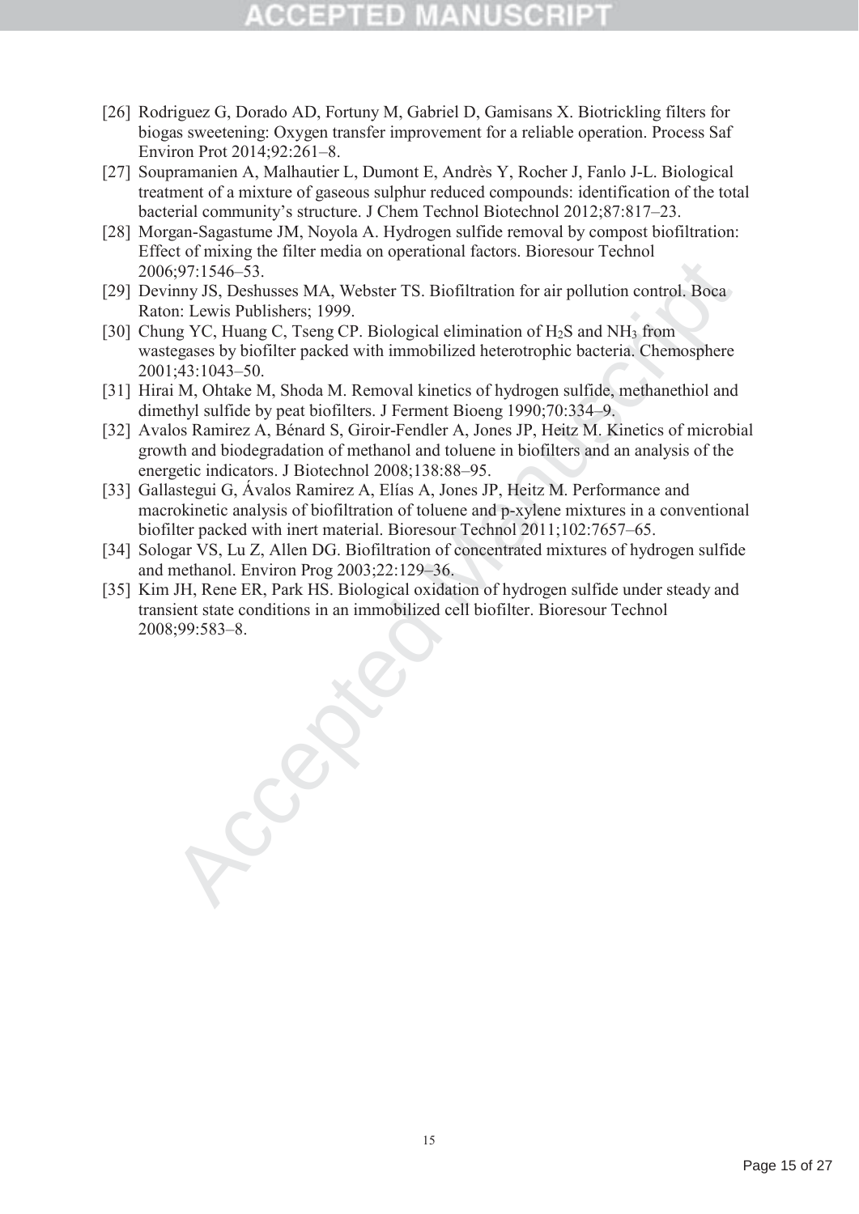[26] Rodriguez G, Dorado AD, Fortuny M, Gabriel D, Gamisans X. Biotrickling filters for biogas sweetening: Oxygen transfer improvement for a reliable operation. Process Saf Environ Prot 2014;92:261–8.

[27] Soupramanien A, Malhautier L, Dumont E, Andrès Y, Rocher J, Fanlo J-L. Biological treatment of a mixture of gaseous sulphur reduced compounds: identification of the total bacterial community's structure. J Chem Technol Biotechnol 2012;87:817–23.

[28] Morgan-Sagastume JM, Noyola A. Hydrogen sulfide removal by compost biofiltration: Effect of mixing the filter media on operational factors. Bioresour Technol 2006;97:1546–53.

[29] Devinny JS, Deshusses MA, Webster TS. Biofiltration for air pollution control. Boca Raton: Lewis Publishers; 1999.

[30] Chung YC, Huang C, Tseng CP. Biological elimination of $H_2S$ and $NH_3$ from wastegases by biofilter packed with immobilized heterotrophic bacteria. Chemosphere 2001;43:1043–50.

[31] Hirai M, Ohtake M, Shoda M. Removal kinetics of hydrogen sulfide, methanethiol and dimethyl sulfide by peat biofilters. J Ferment Bioeng 1990;70:334–9.

[32] Avalos Ramirez A, Bénard S, Giroir-Fendler A, Jones JP, Heitz M. Kinetics of microbial growth and biodegradation of methanol and toluene in biofilters and an analysis of the energetic indicators. J Biotechnol 2008;138:88–95.

[33] Gallastegui G, Ávalos Ramirez A, Elías A, Jones JP, Heitz M. Performance and macrokinetic analysis of biofiltration of toluene and p-xylene mixtures in a conventional biofilter packed with inert material. Bioresour Technol 2011;102:7657–65.

[34] Sologar VS, Lu Z, Allen DG. Biofiltration of concentrated mixtures of hydrogen sulfide and methanol. Environ Prog 2003;22:129–36.

[35] Kim JH, Rene ER, Park HS. Biological oxidation of hydrogen sulfide under steady and transient state conditions in an immobilized cell biofilter. Bioresour Technol 2008;99:583–8.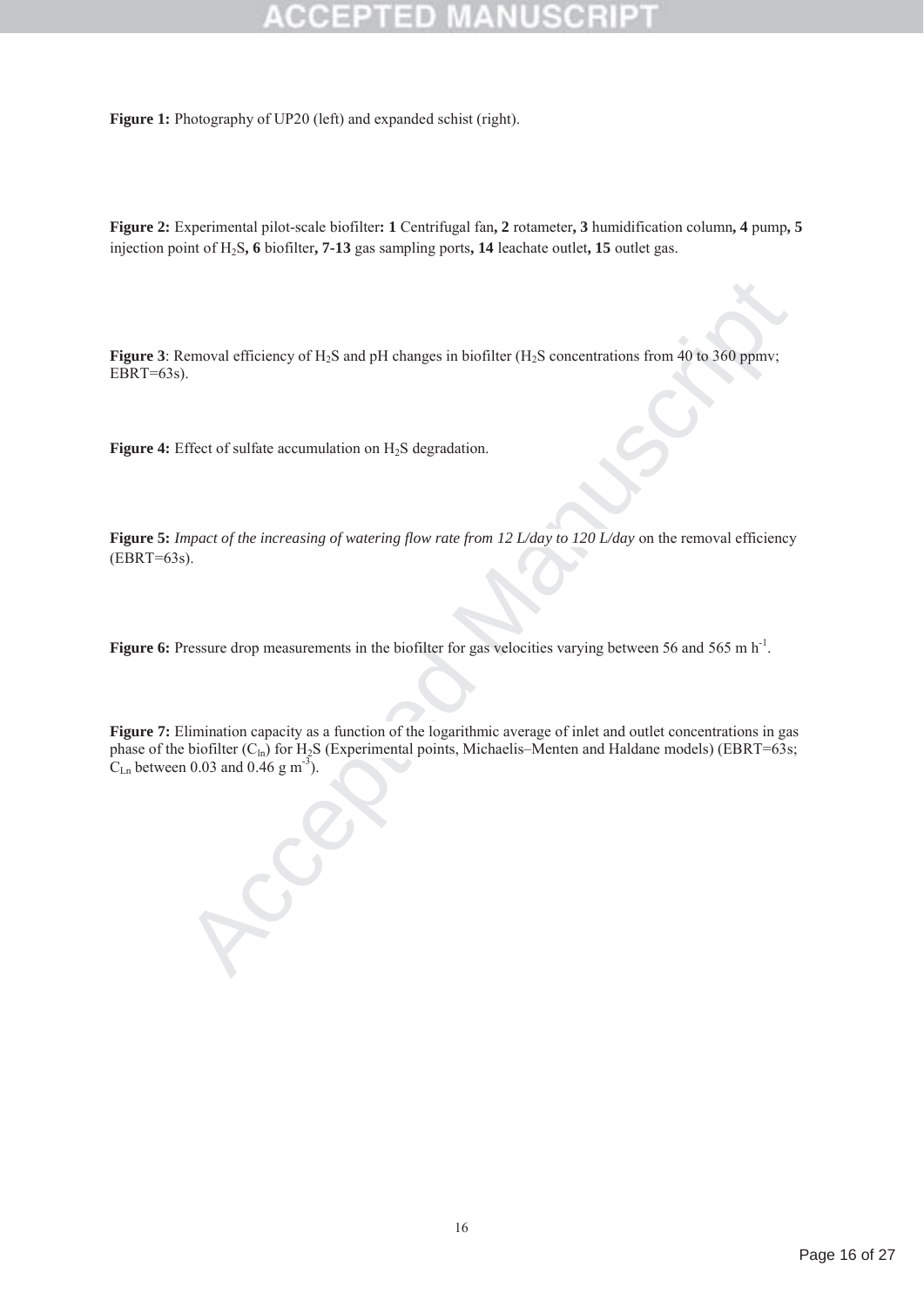**Figure 1:** Photography of UP20 (left) and expanded schist (right).

**Figure 2:** Experimental pilot-scale biofilter**: 1** Centrifugal fan**, 2** rotameter**, 3** humidification column**, 4** pump**, 5** injection point of $H_2S$**, 6** biofilter**, 7-13** gas sampling ports**, 14** leachate outlet**, 15** outlet gas.

**Figure 3**: Removal efficiency of $H_2S$ and pH changes in biofilter ($H_2S$ concentrations from 40 to 360 ppmv; EBRT=63s).

**Figure 4:** Effect of sulfate accumulation on $H_2S$ degradation.

**Figure 5:** *Impact of the increasing of watering flow rate from 12 L/day to 120 L/day* on the removal efficiency (EBRT=63s).

**Figure 6:** Pressure drop measurements in the biofilter for gas velocities varying between 56 and 565 m $h^{-1}$.

**Figure 7:** Elimination capacity as a function of the logarithmic average of inlet and outlet concentrations in gas phase of the biofilter ($C_{ln}$) for $H_2S$ (Experimental points, Michaelis–Menten and Haldane models) (EBRT=63s; $C_{Ln}$ between 0.03 and 0.46 g $m^{-3}$).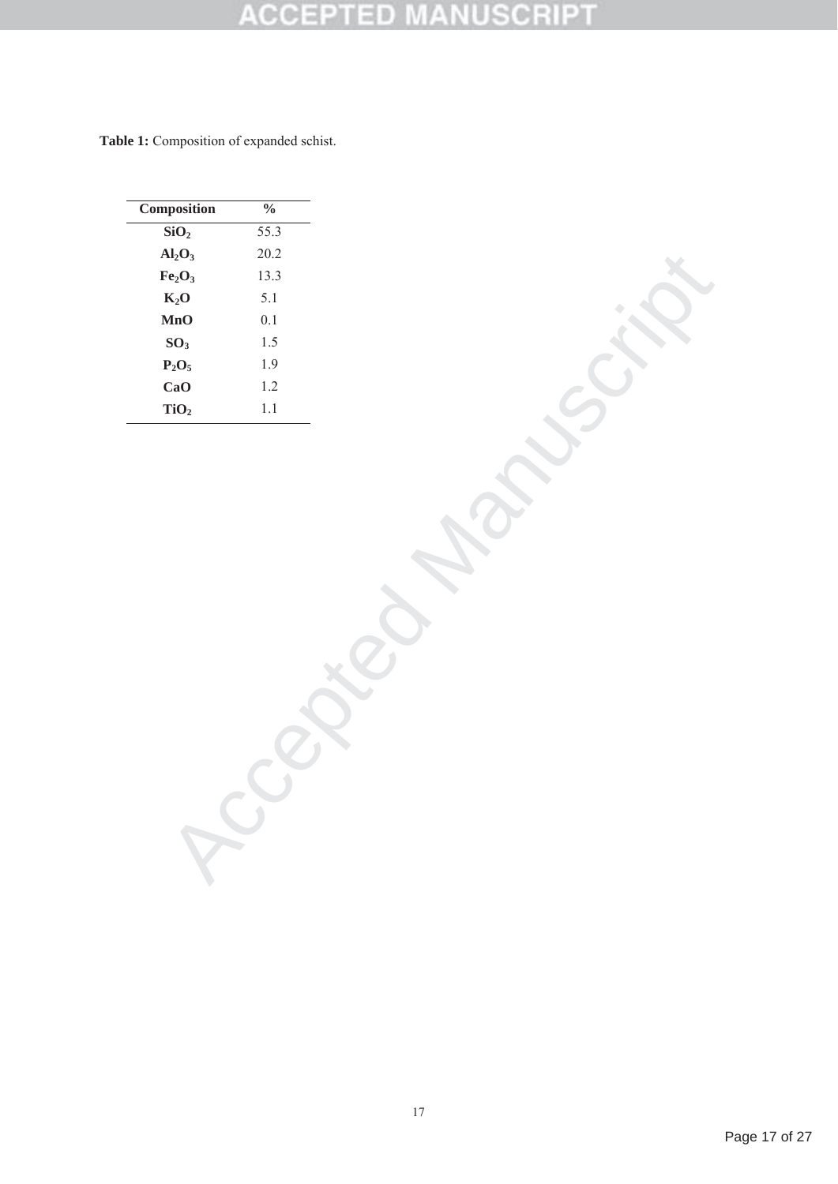**Table 1:** Composition of expanded schist.

| Composition | % |
|---|---|
| $SiO_2$ | 55.3 |
| $Al_2O_3$ | 20.2 |
| $Fe_2O_3$ | 13.3 |
| $K_2O$ | 5.1 |
| MnO | 0.1 |
| $SO_3$ | 1.5 |
| $P_2O_5$ | 1.9 |
| CaO | 1.2 |
| $TiO_2$ | 1.1 |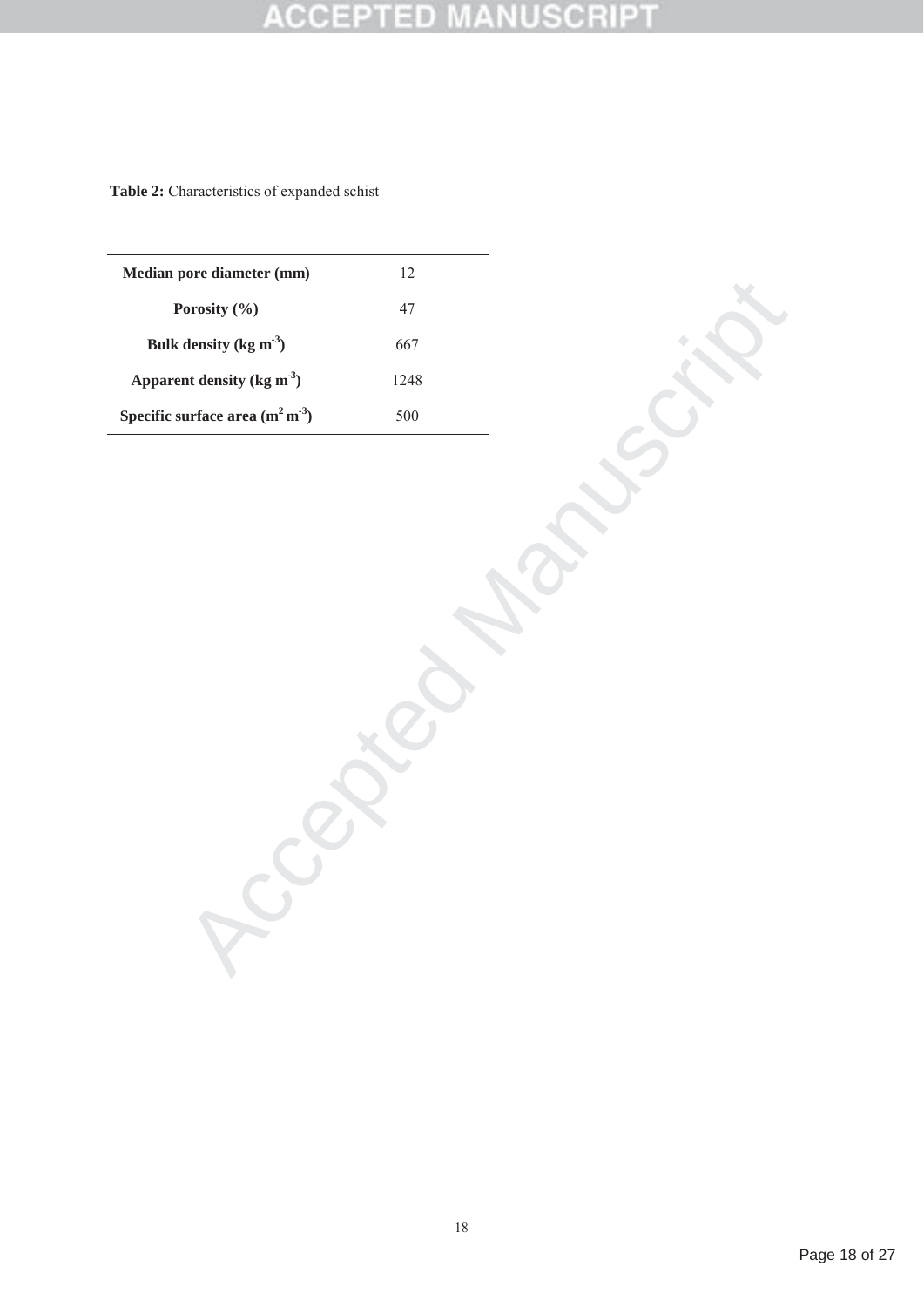**Table 2:** Characteristics of expanded schist

| | |
|---|---|
| **Median pore diameter (mm)** | 12 |
| **Porosity (%)** | 47 |
| **Bulk density (kg m$^{-3}$)** | 667 |
| **Apparent density (kg m$^{-3}$)** | 1248 |
| **Specific surface area (m$^{2}$ m$^{-3}$)** | 500 |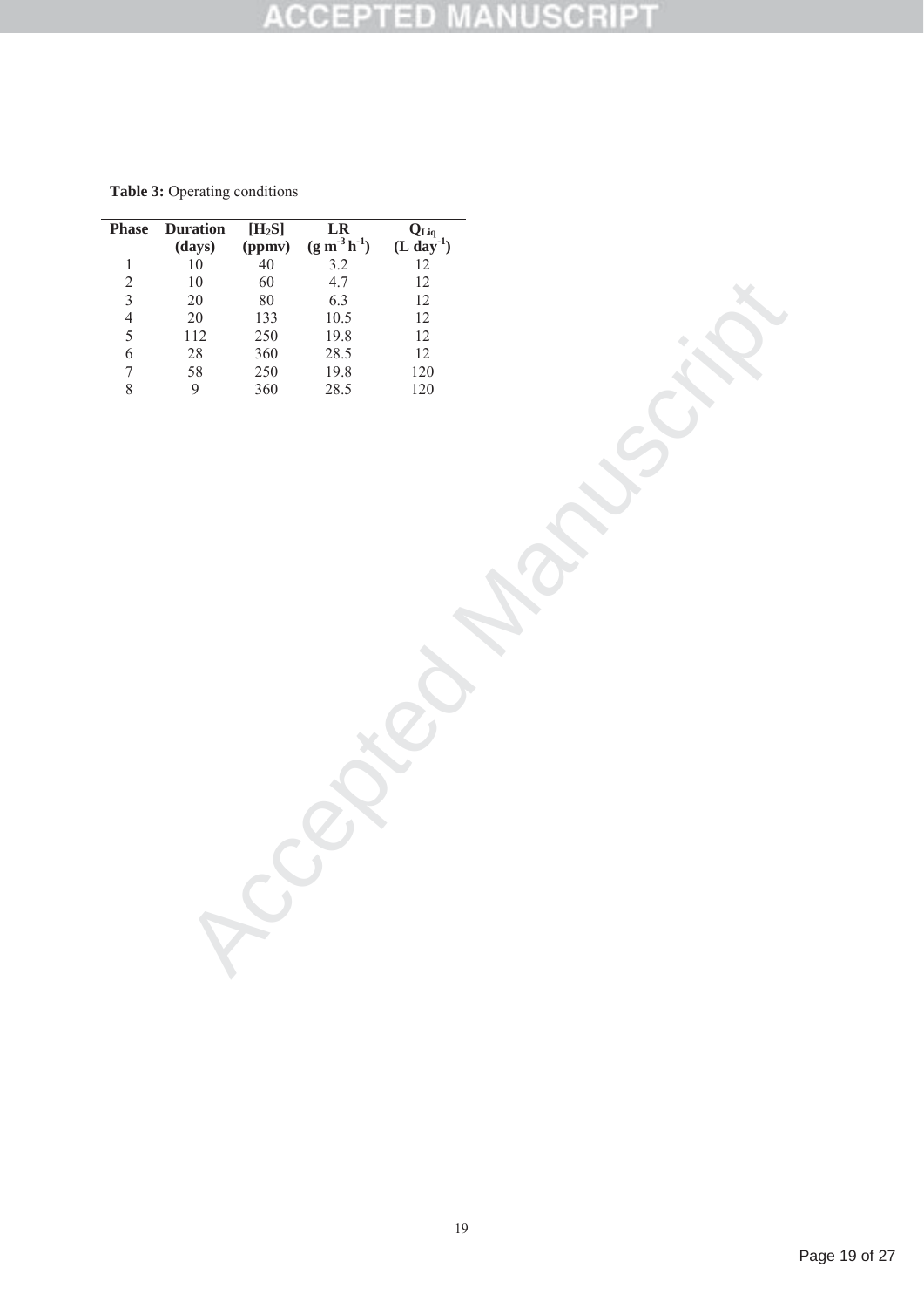**Table 3:** Operating conditions

| Phase | Duration (days) | $[H_2S]$ (ppmv) | LR ($g\ m^{-3}\ h^{-1}$) | $Q_{Liq}$ ($L\ day^{-1}$) |
|---|---|---|---|---|
| 1 | 10 | 40 | 3.2 | 12 |
| 2 | 10 | 60 | 4.7 | 12 |
| 3 | 20 | 80 | 6.3 | 12 |
| 4 | 20 | 133 | 10.5 | 12 |
| 5 | 112 | 250 | 19.8 | 12 |
| 6 | 28 | 360 | 28.5 | 12 |
| 7 | 58 | 250 | 19.8 | 120 |
| 8 | 9 | 360 | 28.5 | 120 |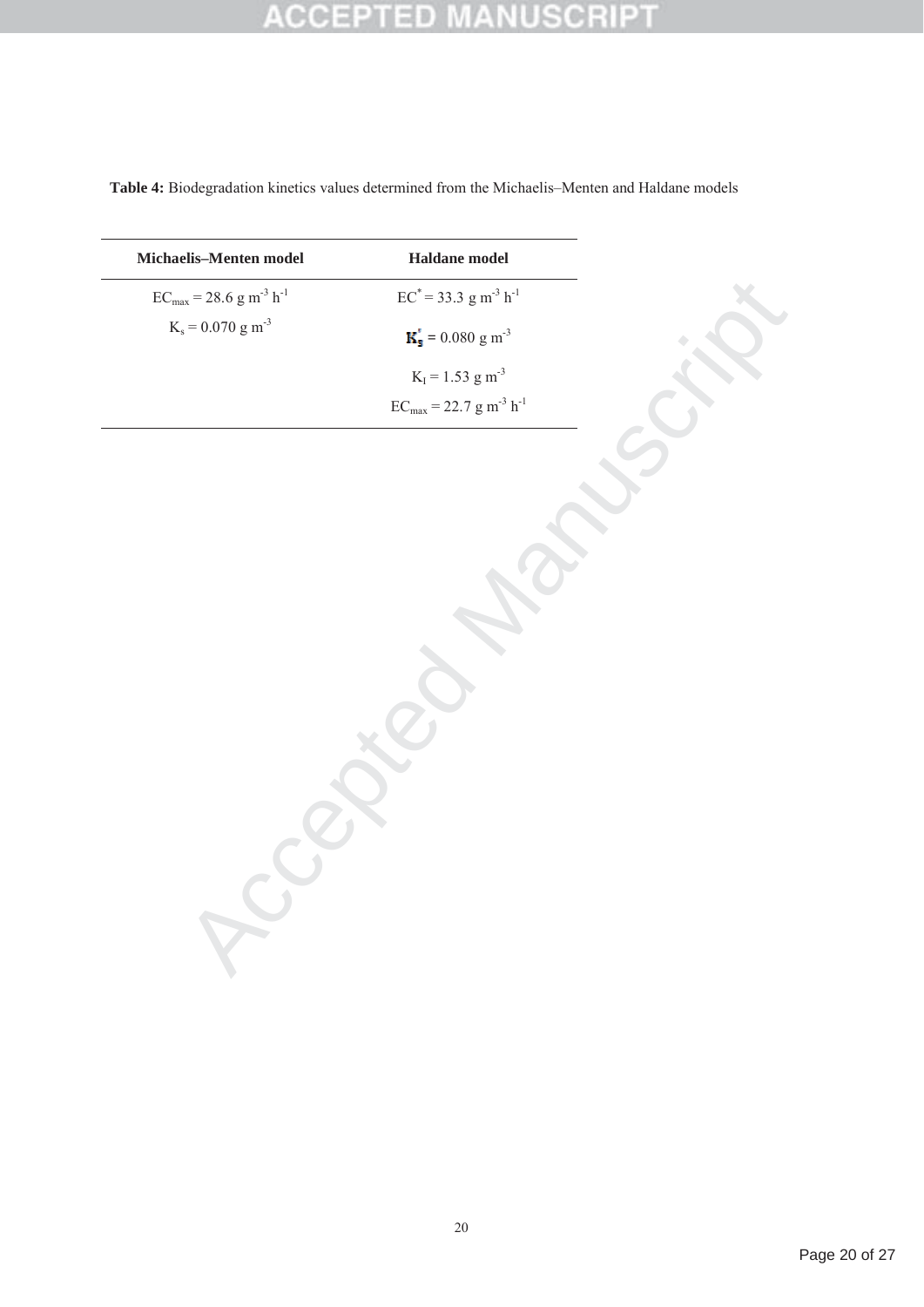**Table 4:** Biodegradation kinetics values determined from the Michaelis–Menten and Haldane models

| Michaelis–Menten model | Haldane model |
|---|---|
| $EC_{max}$ = 28.6 g $m^{-3}$ $h^{-1}$ | $EC^{*}$ = 33.3 g $m^{-3}$ $h^{-1}$ |
| $K_s$ = 0.070 g $m^{-3}$ | $K_s^{*}$ = 0.080 g $m^{-3}$ |
| | $K_I$ = 1.53 g $m^{-3}$ |
| | $EC_{max}$ = 22.7 g $m^{-3}$ $h^{-1}$ |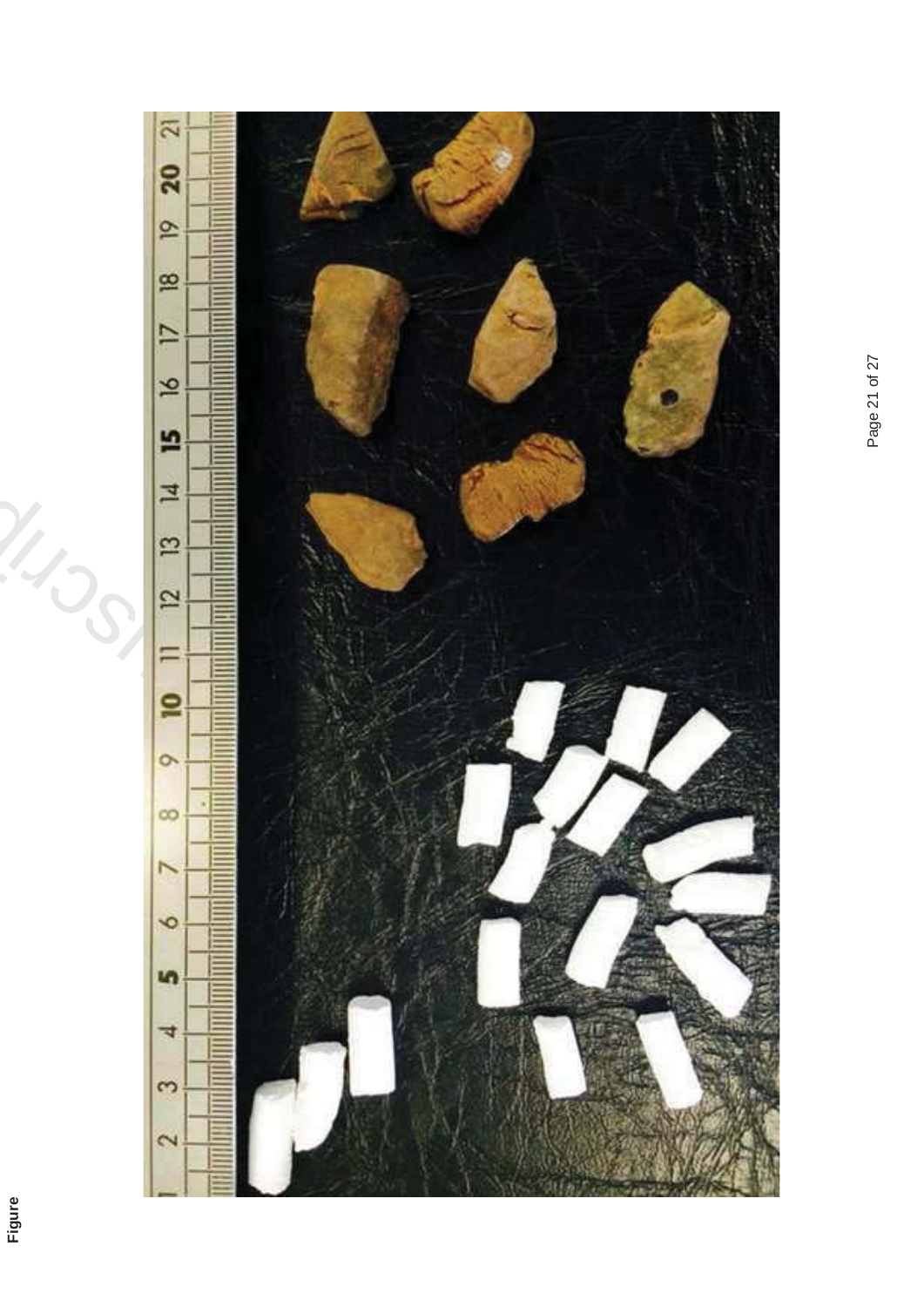Figure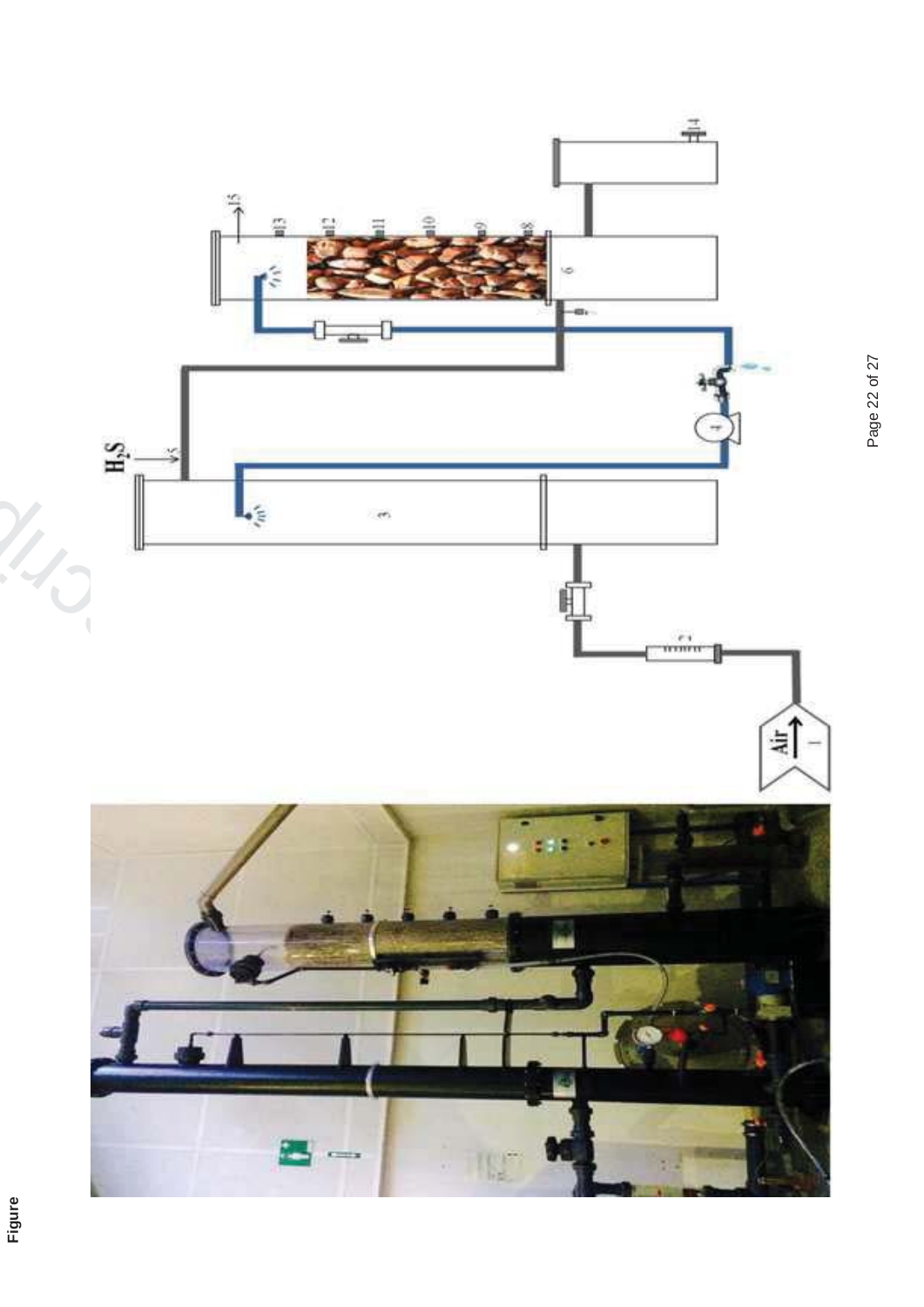Figure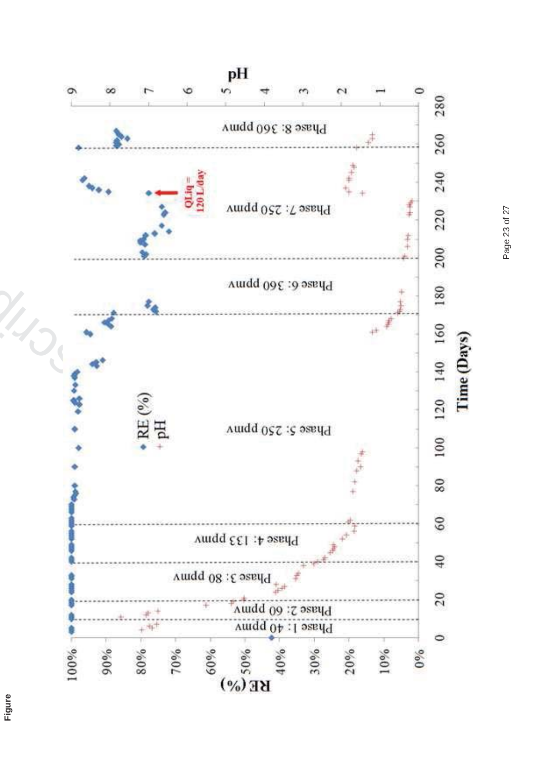Figure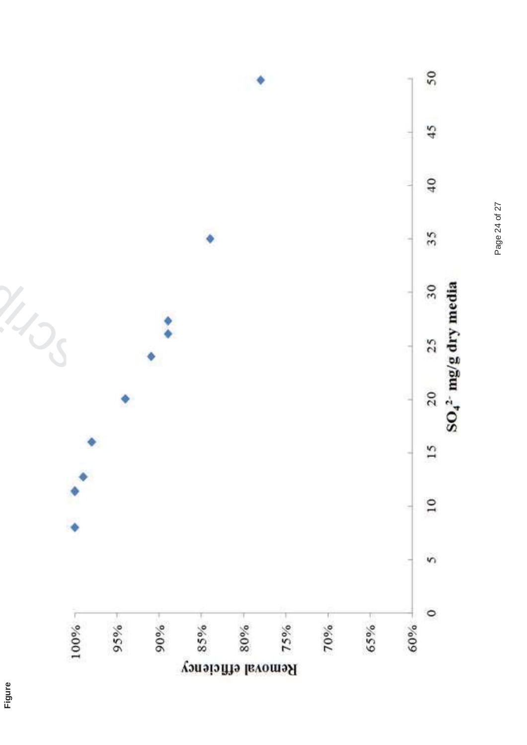Figure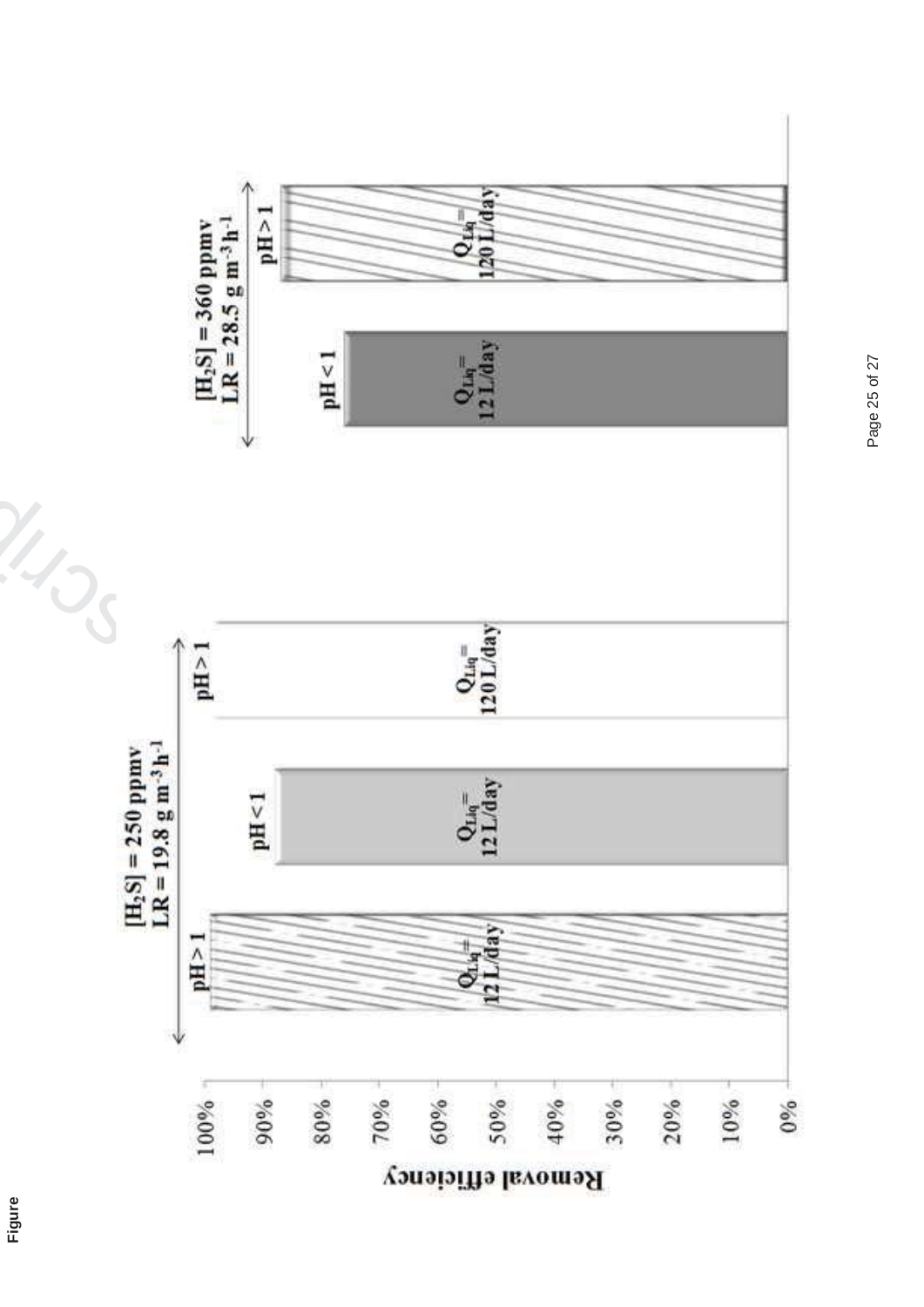Figure

Removal efficiency

100%
90%
80%
70%
60%
50%
40%
30%
20%
10%
0%

$[H_2S]$ = 250 ppmv
LR = 19.8 g $m^{-3}$ $h^{-1}$

pH > 1
$Q_{Liq}$ = 12 L/day

pH < 1
$Q_{Liq}$ = 12 L/day

pH > 1
$Q_{Liq}$ = 120 L/day

$[H_2S]$ = 360 ppmv
LR = 28.5 g $m^{-3}$ $h^{-1}$

pH < 1
$Q_{Liq}$ = 12 L/day

pH > 1
$Q_{Liq}$ = 120 L/day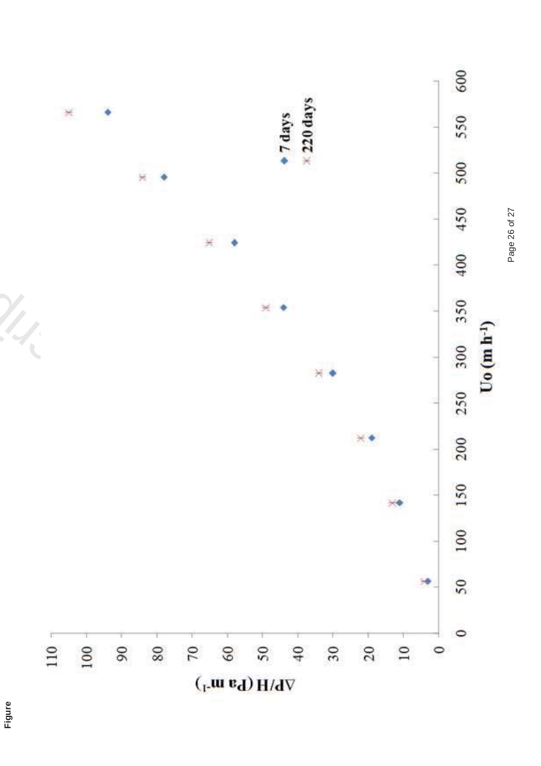Figure

$\Delta P/H$ (Pa m$^{-1}$)

$U_o$ (m h$^{-1}$)

◆ 7 days
✕ 220 days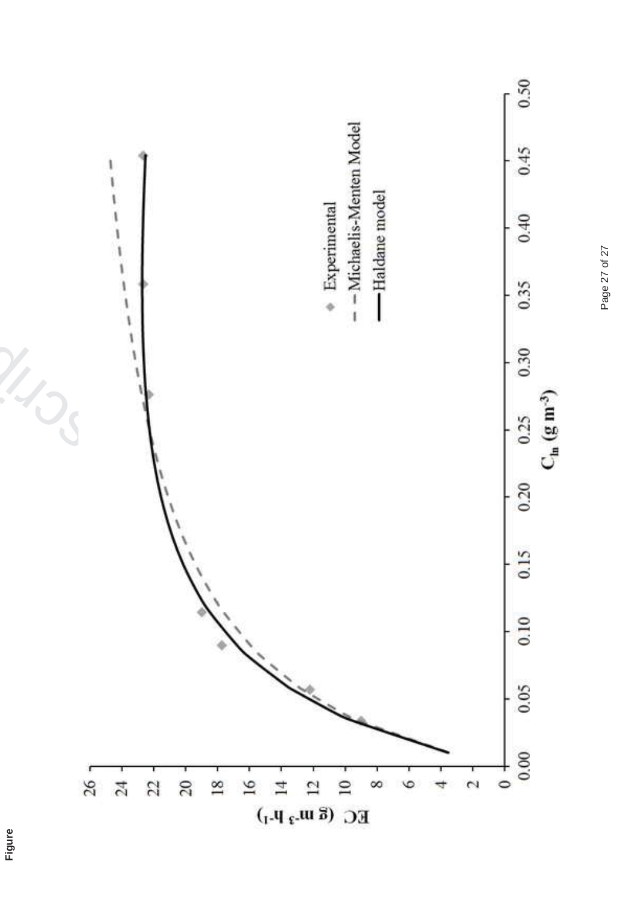Figure

EC (g m$^{-3}$ h$^{-1}$)

26
24
22
20
18
16
14
12
10
8
6
4
2
0

0.00 0.05 0.10 0.15 0.20 0.25 0.30 0.35 0.40 0.45 0.50

$C_{In}$ (g m$^{-3}$)

Experimental
Michaelis-Menten Model
Haldane model